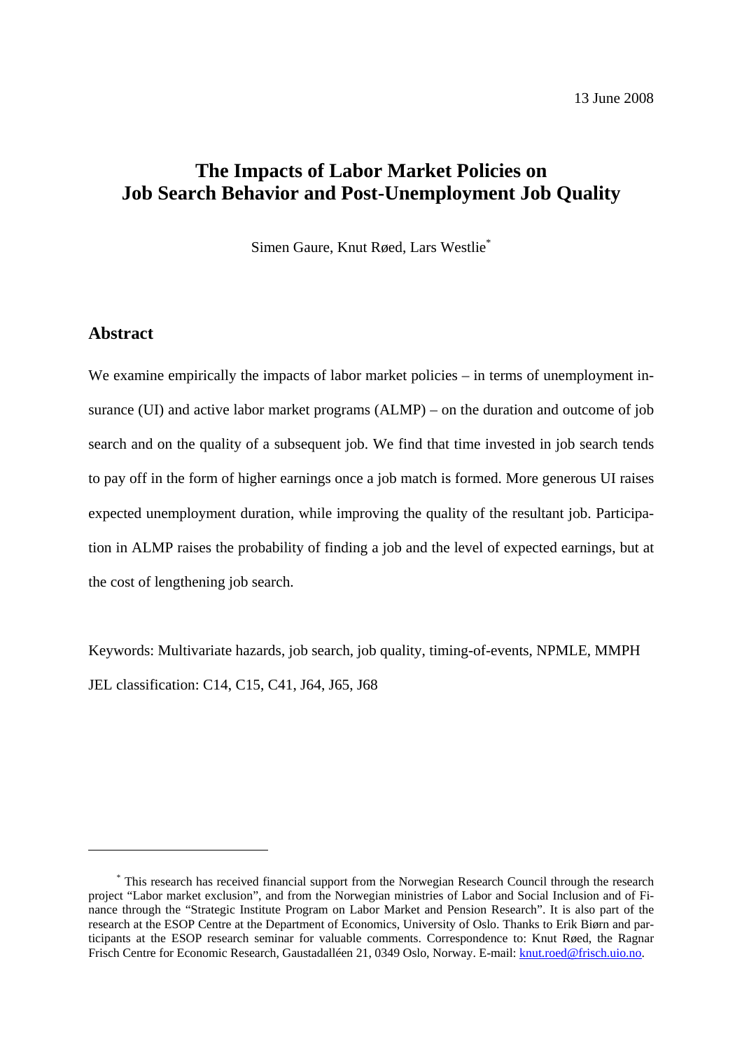13 June 2008

# The Impacts of Labor Market Policies on Job Search Behavior and Post-Unemployment Job Quality

Simen Gaure, Knut Røed, Lars Westlie*

## Abstract

We examine empirically the impacts of labor market policies – in terms of unemployment insurance (UI) and active labor market programs (ALMP) – on the duration and outcome of job search and on the quality of a subsequent job. We find that time invested in job search tends to pay off in the form of higher earnings once a job match is formed. More generous UI raises expected unemployment duration, while improving the quality of the resultant job. Participation in ALMP raises the probability of finding a job and the level of expected earnings, but at the cost of lengthening job search.

Keywords: Multivariate hazards, job search, job quality, timing-of-events, NPMLE, MMPH

JEL classification: C14, C15, C41, J64, J65, J68

---

* This research has received financial support from the Norwegian Research Council through the research project "Labor market exclusion", and from the Norwegian ministries of Labor and Social Inclusion and of Finance through the "Strategic Institute Program on Labor Market and Pension Research". It is also part of the research at the ESOP Centre at the Department of Economics, University of Oslo. Thanks to Erik Biørn and participants at the ESOP research seminar for valuable comments. Correspondence to: Knut Røed, the Ragnar Frisch Centre for Economic Research, Gaustadalléen 21, 0349 Oslo, Norway. E-mail: knut.roed@frisch.uio.no.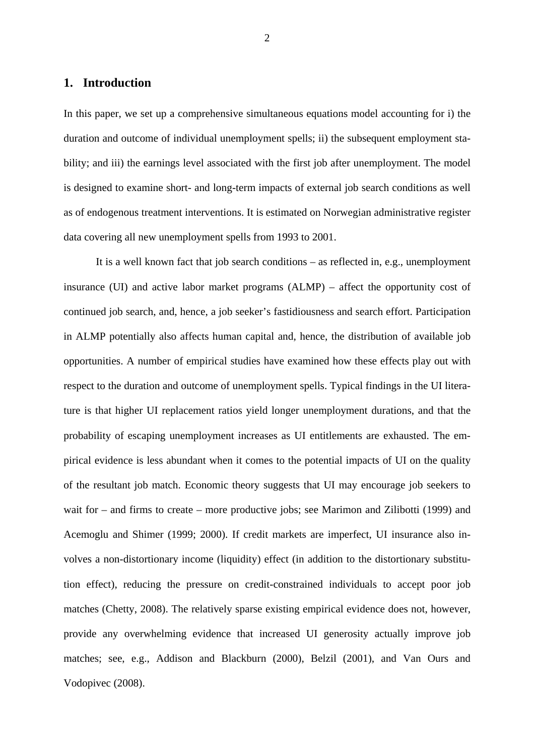## 1. Introduction

In this paper, we set up a comprehensive simultaneous equations model accounting for i) the duration and outcome of individual unemployment spells; ii) the subsequent employment stability; and iii) the earnings level associated with the first job after unemployment. The model is designed to examine short- and long-term impacts of external job search conditions as well as of endogenous treatment interventions. It is estimated on Norwegian administrative register data covering all new unemployment spells from 1993 to 2001.

It is a well known fact that job search conditions – as reflected in, e.g., unemployment insurance (UI) and active labor market programs (ALMP) – affect the opportunity cost of continued job search, and, hence, a job seeker's fastidiousness and search effort. Participation in ALMP potentially also affects human capital and, hence, the distribution of available job opportunities. A number of empirical studies have examined how these effects play out with respect to the duration and outcome of unemployment spells. Typical findings in the UI literature is that higher UI replacement ratios yield longer unemployment durations, and that the probability of escaping unemployment increases as UI entitlements are exhausted. The empirical evidence is less abundant when it comes to the potential impacts of UI on the quality of the resultant job match. Economic theory suggests that UI may encourage job seekers to wait for – and firms to create – more productive jobs; see Marimon and Zilibotti (1999) and Acemoglu and Shimer (1999; 2000). If credit markets are imperfect, UI insurance also involves a non-distortionary income (liquidity) effect (in addition to the distortionary substitution effect), reducing the pressure on credit-constrained individuals to accept poor job matches (Chetty, 2008). The relatively sparse existing empirical evidence does not, however, provide any overwhelming evidence that increased UI generosity actually improve job matches; see, e.g., Addison and Blackburn (2000), Belzil (2001), and Van Ours and Vodopivec (2008).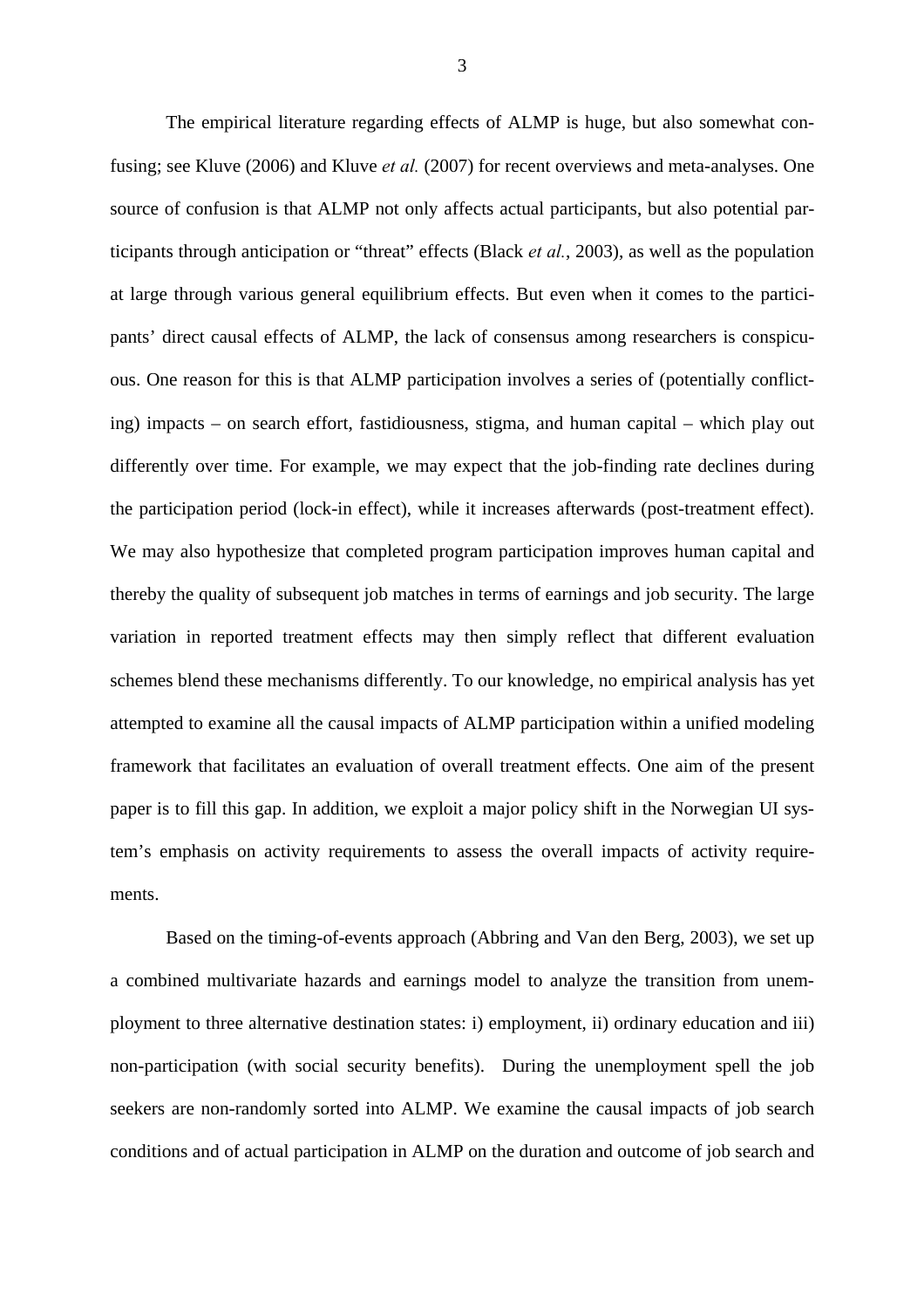The empirical literature regarding effects of ALMP is huge, but also somewhat confusing; see Kluve (2006) and Kluve *et al.* (2007) for recent overviews and meta-analyses. One source of confusion is that ALMP not only affects actual participants, but also potential participants through anticipation or "threat" effects (Black *et al.*, 2003), as well as the population at large through various general equilibrium effects. But even when it comes to the participants' direct causal effects of ALMP, the lack of consensus among researchers is conspicuous. One reason for this is that ALMP participation involves a series of (potentially conflicting) impacts – on search effort, fastidiousness, stigma, and human capital – which play out differently over time. For example, we may expect that the job-finding rate declines during the participation period (lock-in effect), while it increases afterwards (post-treatment effect). We may also hypothesize that completed program participation improves human capital and thereby the quality of subsequent job matches in terms of earnings and job security. The large variation in reported treatment effects may then simply reflect that different evaluation schemes blend these mechanisms differently. To our knowledge, no empirical analysis has yet attempted to examine all the causal impacts of ALMP participation within a unified modeling framework that facilitates an evaluation of overall treatment effects. One aim of the present paper is to fill this gap. In addition, we exploit a major policy shift in the Norwegian UI system's emphasis on activity requirements to assess the overall impacts of activity requirements.

Based on the timing-of-events approach (Abbring and Van den Berg, 2003), we set up a combined multivariate hazards and earnings model to analyze the transition from unemployment to three alternative destination states: i) employment, ii) ordinary education and iii) non-participation (with social security benefits). During the unemployment spell the job seekers are non-randomly sorted into ALMP. We examine the causal impacts of job search conditions and of actual participation in ALMP on the duration and outcome of job search and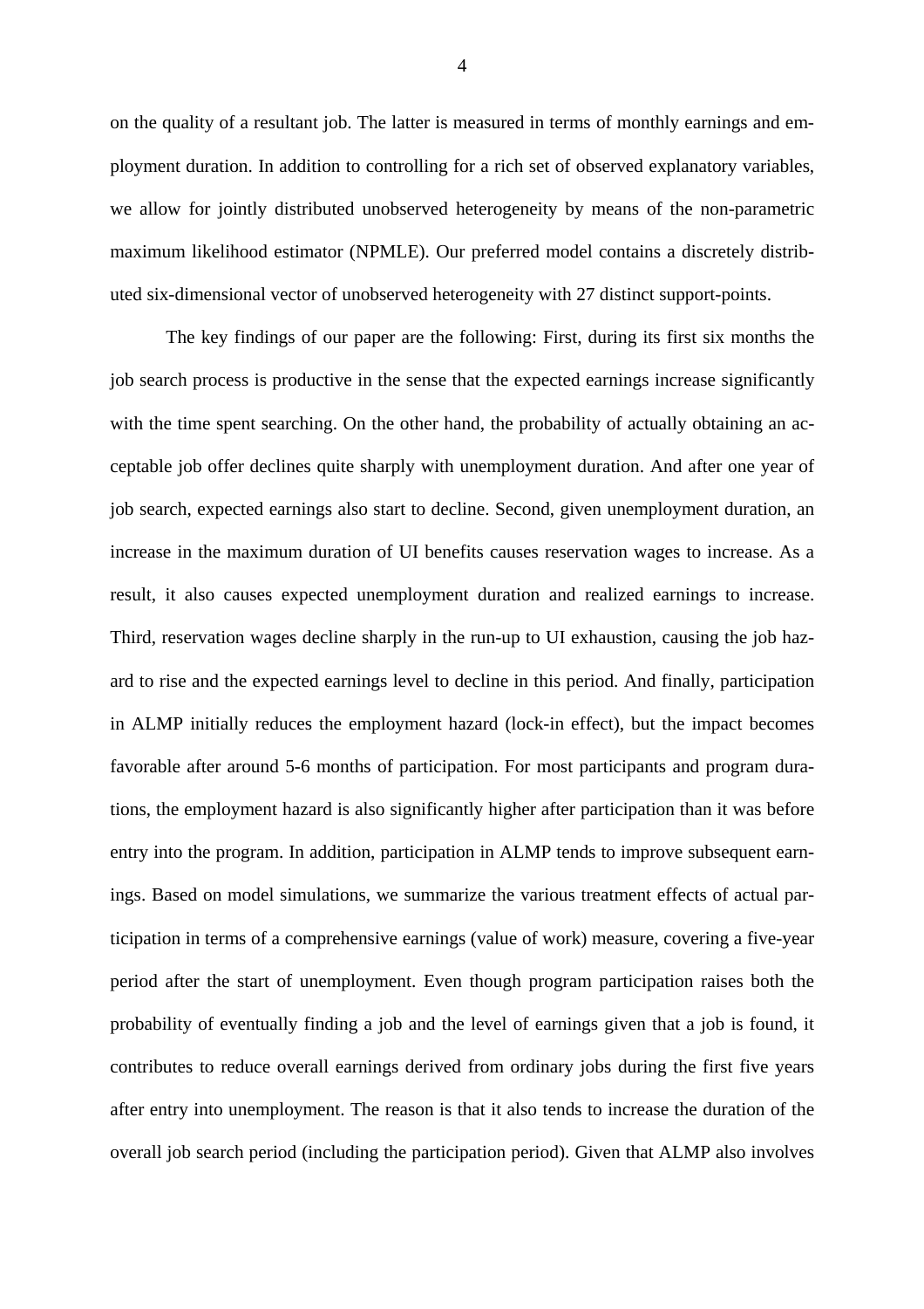on the quality of a resultant job. The latter is measured in terms of monthly earnings and employment duration. In addition to controlling for a rich set of observed explanatory variables, we allow for jointly distributed unobserved heterogeneity by means of the non-parametric maximum likelihood estimator (NPMLE). Our preferred model contains a discretely distributed six-dimensional vector of unobserved heterogeneity with 27 distinct support-points.

The key findings of our paper are the following: First, during its first six months the job search process is productive in the sense that the expected earnings increase significantly with the time spent searching. On the other hand, the probability of actually obtaining an acceptable job offer declines quite sharply with unemployment duration. And after one year of job search, expected earnings also start to decline. Second, given unemployment duration, an increase in the maximum duration of UI benefits causes reservation wages to increase. As a result, it also causes expected unemployment duration and realized earnings to increase. Third, reservation wages decline sharply in the run-up to UI exhaustion, causing the job hazard to rise and the expected earnings level to decline in this period. And finally, participation in ALMP initially reduces the employment hazard (lock-in effect), but the impact becomes favorable after around 5-6 months of participation. For most participants and program durations, the employment hazard is also significantly higher after participation than it was before entry into the program. In addition, participation in ALMP tends to improve subsequent earnings. Based on model simulations, we summarize the various treatment effects of actual participation in terms of a comprehensive earnings (value of work) measure, covering a five-year period after the start of unemployment. Even though program participation raises both the probability of eventually finding a job and the level of earnings given that a job is found, it contributes to reduce overall earnings derived from ordinary jobs during the first five years after entry into unemployment. The reason is that it also tends to increase the duration of the overall job search period (including the participation period). Given that ALMP also involves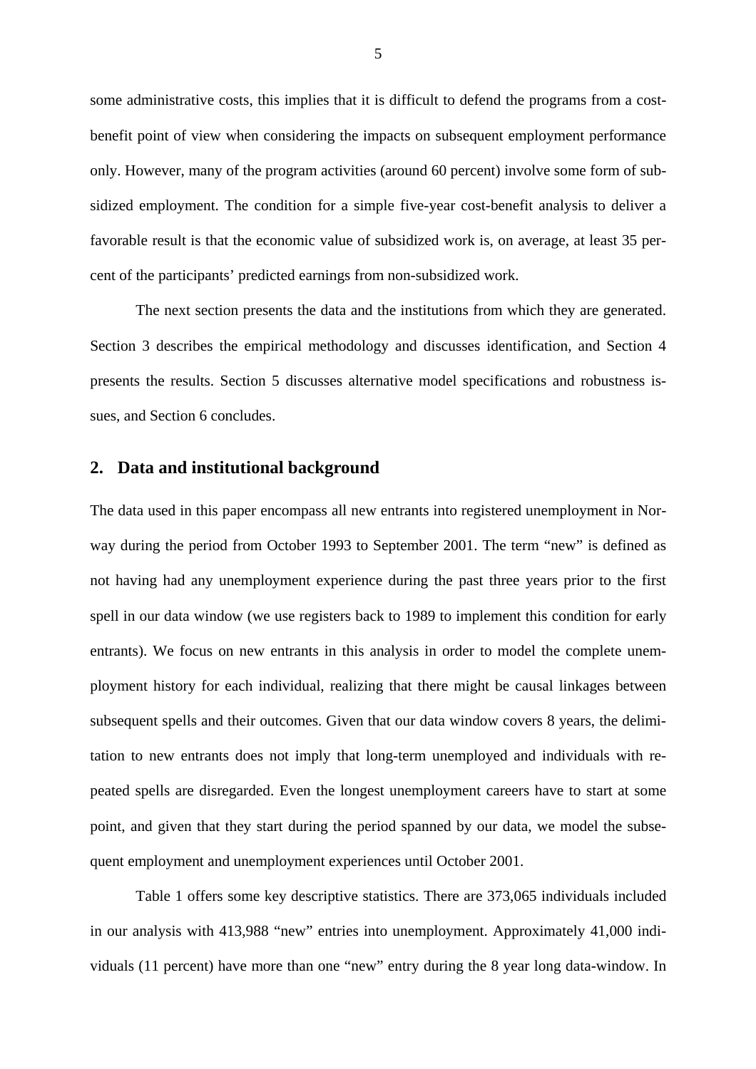some administrative costs, this implies that it is difficult to defend the programs from a cost-benefit point of view when considering the impacts on subsequent employment performance only. However, many of the program activities (around 60 percent) involve some form of subsidized employment. The condition for a simple five-year cost-benefit analysis to deliver a favorable result is that the economic value of subsidized work is, on average, at least 35 percent of the participants' predicted earnings from non-subsidized work.

The next section presents the data and the institutions from which they are generated. Section 3 describes the empirical methodology and discusses identification, and Section 4 presents the results. Section 5 discusses alternative model specifications and robustness issues, and Section 6 concludes.

## 2. Data and institutional background

The data used in this paper encompass all new entrants into registered unemployment in Norway during the period from October 1993 to September 2001. The term "new" is defined as not having had any unemployment experience during the past three years prior to the first spell in our data window (we use registers back to 1989 to implement this condition for early entrants). We focus on new entrants in this analysis in order to model the complete unemployment history for each individual, realizing that there might be causal linkages between subsequent spells and their outcomes. Given that our data window covers 8 years, the delimitation to new entrants does not imply that long-term unemployed and individuals with repeated spells are disregarded. Even the longest unemployment careers have to start at some point, and given that they start during the period spanned by our data, we model the subsequent employment and unemployment experiences until October 2001.

Table 1 offers some key descriptive statistics. There are 373,065 individuals included in our analysis with 413,988 "new" entries into unemployment. Approximately 41,000 individuals (11 percent) have more than one "new" entry during the 8 year long data-window. In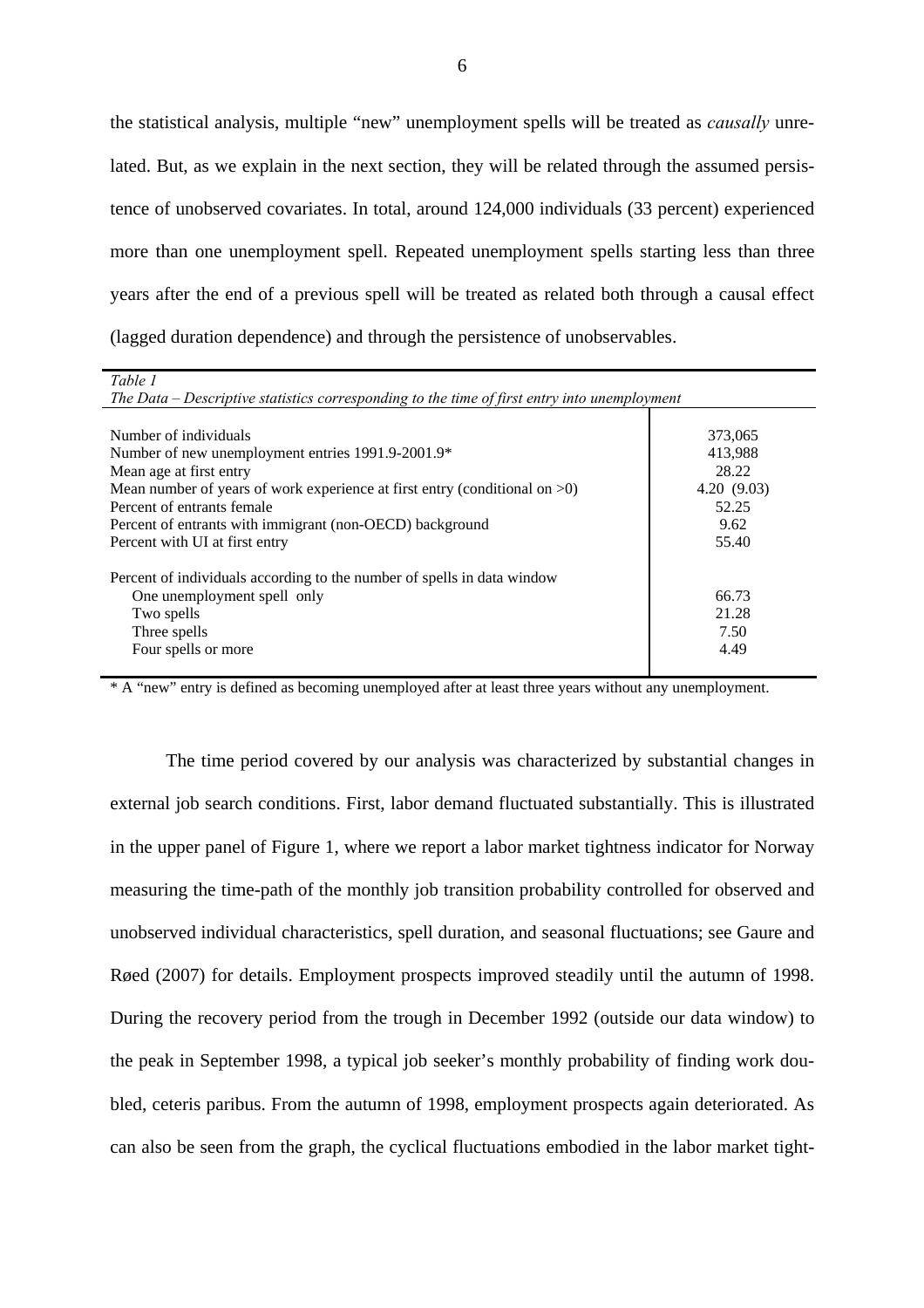the statistical analysis, multiple "new" unemployment spells will be treated as *causally* unrelated. But, as we explain in the next section, they will be related through the assumed persistence of unobserved covariates. In total, around 124,000 individuals (33 percent) experienced more than one unemployment spell. Repeated unemployment spells starting less than three years after the end of a previous spell will be treated as related both through a causal effect (lagged duration dependence) and through the persistence of unobservables.

*Table 1*
*The Data – Descriptive statistics corresponding to the time of first entry into unemployment*

| | |
|---|---|
| Number of individuals | 373,065 |
| Number of new unemployment entries 1991.9-2001.9* | 413,988 |
| Mean age at first entry | 28.22 |
| Mean number of years of work experience at first entry (conditional on >0) | 4.20 (9.03) |
| Percent of entrants female | 52.25 |
| Percent of entrants with immigrant (non-OECD) background | 9.62 |
| Percent with UI at first entry | 55.40 |
| Percent of individuals according to the number of spells in data window | |
| One unemployment spell only | 66.73 |
| Two spells | 21.28 |
| Three spells | 7.50 |
| Four spells or more | 4.49 |

\* A "new" entry is defined as becoming unemployed after at least three years without any unemployment.

The time period covered by our analysis was characterized by substantial changes in external job search conditions. First, labor demand fluctuated substantially. This is illustrated in the upper panel of Figure 1, where we report a labor market tightness indicator for Norway measuring the time-path of the monthly job transition probability controlled for observed and unobserved individual characteristics, spell duration, and seasonal fluctuations; see Gaure and Røed (2007) for details. Employment prospects improved steadily until the autumn of 1998. During the recovery period from the trough in December 1992 (outside our data window) to the peak in September 1998, a typical job seeker's monthly probability of finding work doubled, ceteris paribus. From the autumn of 1998, employment prospects again deteriorated. As can also be seen from the graph, the cyclical fluctuations embodied in the labor market tight-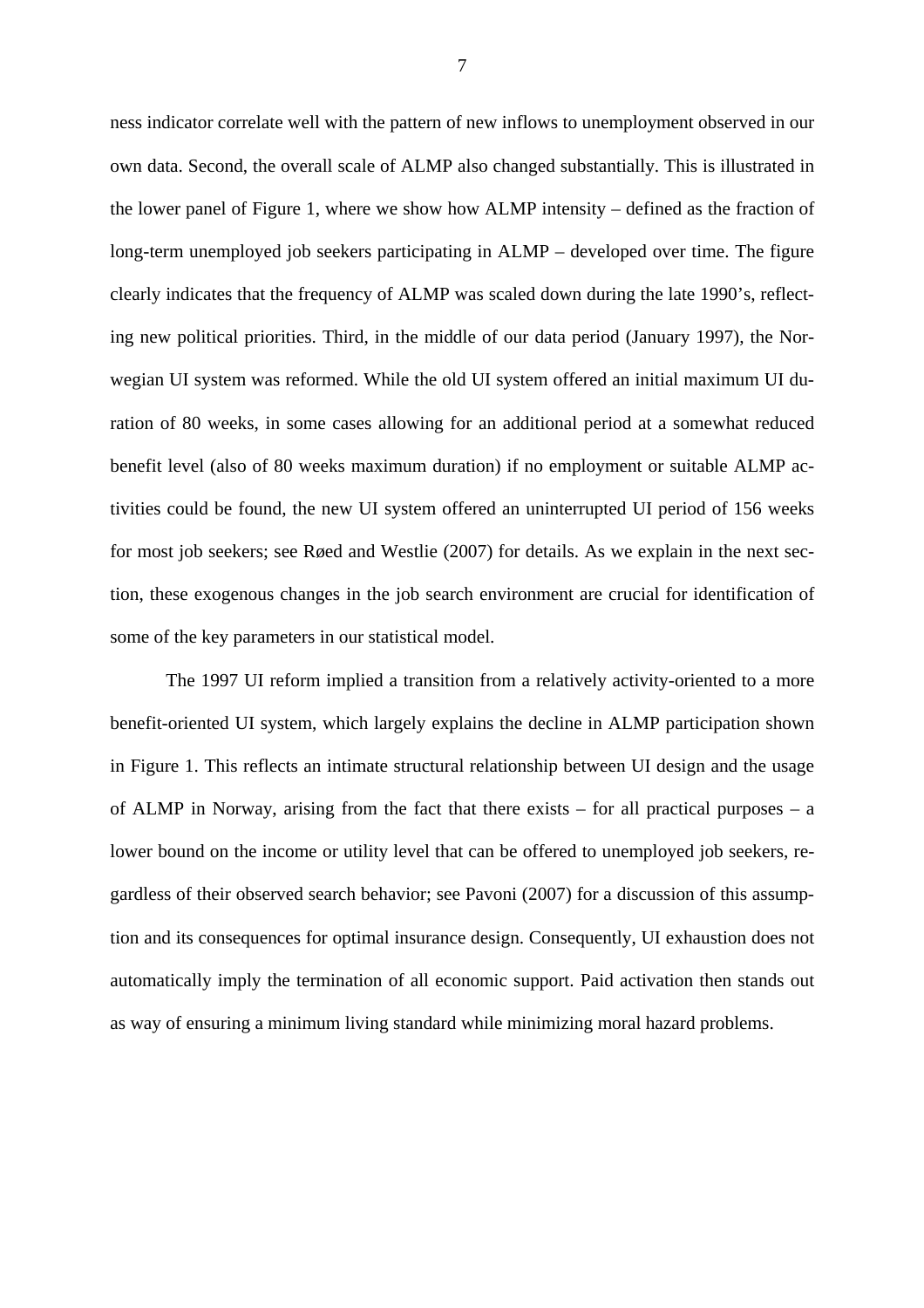ness indicator correlate well with the pattern of new inflows to unemployment observed in our own data. Second, the overall scale of ALMP also changed substantially. This is illustrated in the lower panel of Figure 1, where we show how ALMP intensity – defined as the fraction of long-term unemployed job seekers participating in ALMP – developed over time. The figure clearly indicates that the frequency of ALMP was scaled down during the late 1990's, reflecting new political priorities. Third, in the middle of our data period (January 1997), the Norwegian UI system was reformed. While the old UI system offered an initial maximum UI duration of 80 weeks, in some cases allowing for an additional period at a somewhat reduced benefit level (also of 80 weeks maximum duration) if no employment or suitable ALMP activities could be found, the new UI system offered an uninterrupted UI period of 156 weeks for most job seekers; see Røed and Westlie (2007) for details. As we explain in the next section, these exogenous changes in the job search environment are crucial for identification of some of the key parameters in our statistical model.

The 1997 UI reform implied a transition from a relatively activity-oriented to a more benefit-oriented UI system, which largely explains the decline in ALMP participation shown in Figure 1. This reflects an intimate structural relationship between UI design and the usage of ALMP in Norway, arising from the fact that there exists – for all practical purposes – a lower bound on the income or utility level that can be offered to unemployed job seekers, regardless of their observed search behavior; see Pavoni (2007) for a discussion of this assumption and its consequences for optimal insurance design. Consequently, UI exhaustion does not automatically imply the termination of all economic support. Paid activation then stands out as way of ensuring a minimum living standard while minimizing moral hazard problems.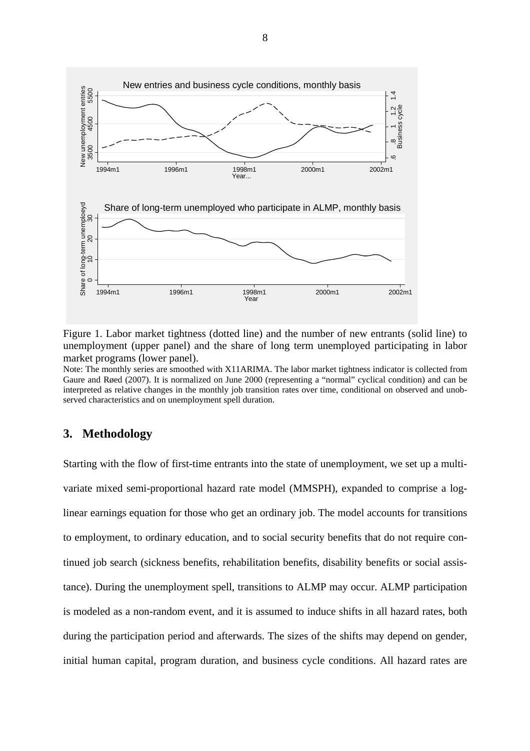Figure 1. Labor market tightness (dotted line) and the number of new entrants (solid line) to unemployment (upper panel) and the share of long term unemployed participating in labor market programs (lower panel).

Note: The monthly series are smoothed with X11ARIMA. The labor market tightness indicator is collected from Gaure and Røed (2007). It is normalized on June 2000 (representing a "normal" cyclical condition) and can be interpreted as relative changes in the monthly job transition rates over time, conditional on observed and unobserved characteristics and on unemployment spell duration.

## 3. Methodology

Starting with the flow of first-time entrants into the state of unemployment, we set up a multivariate mixed semi-proportional hazard rate model (MMSPH), expanded to comprise a log-linear earnings equation for those who get an ordinary job. The model accounts for transitions to employment, to ordinary education, and to social security benefits that do not require continued job search (sickness benefits, rehabilitation benefits, disability benefits or social assistance). During the unemployment spell, transitions to ALMP may occur. ALMP participation is modeled as a non-random event, and it is assumed to induce shifts in all hazard rates, both during the participation period and afterwards. The sizes of the shifts may depend on gender, initial human capital, program duration, and business cycle conditions. All hazard rates are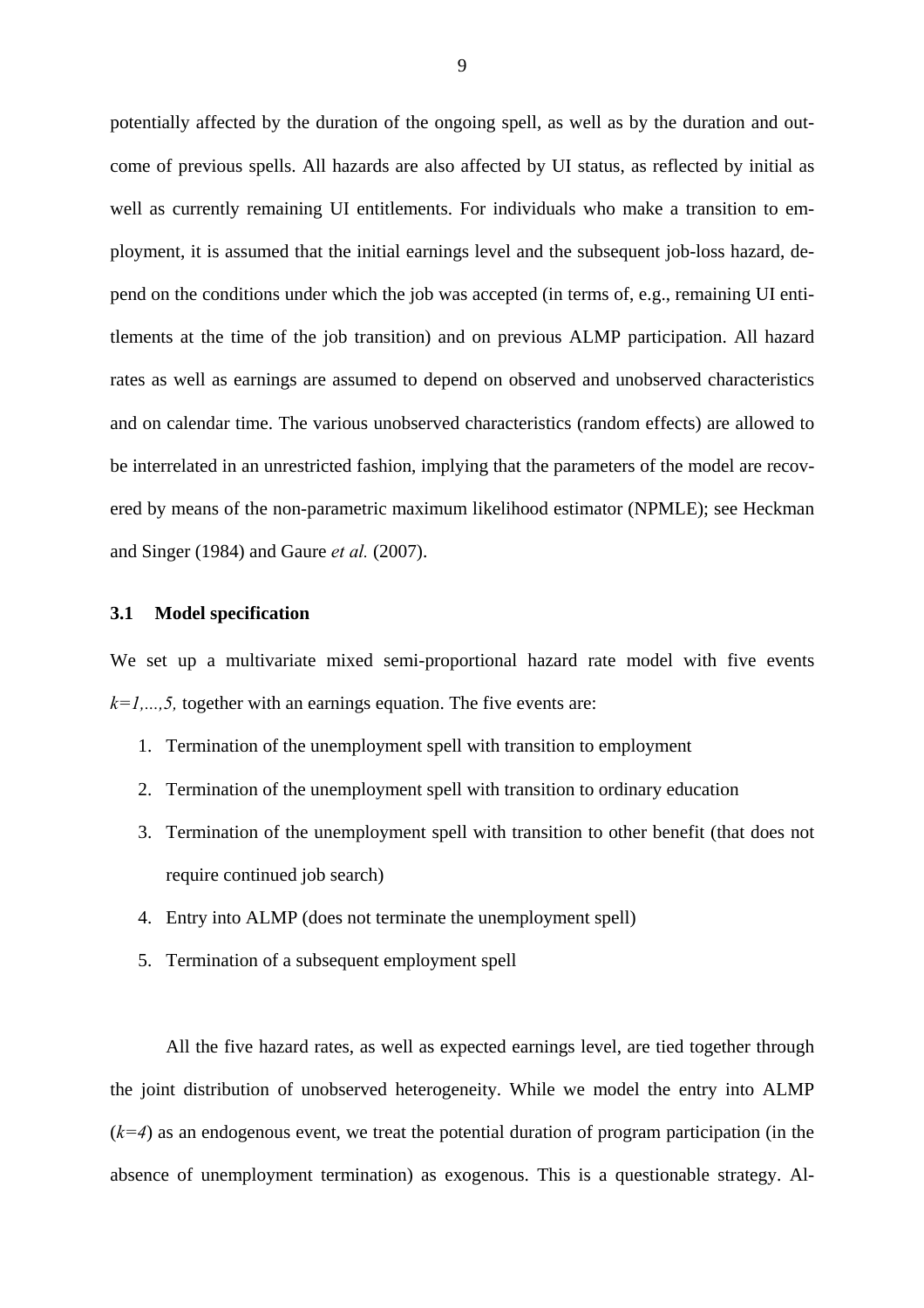potentially affected by the duration of the ongoing spell, as well as by the duration and outcome of previous spells. All hazards are also affected by UI status, as reflected by initial as well as currently remaining UI entitlements. For individuals who make a transition to employment, it is assumed that the initial earnings level and the subsequent job-loss hazard, depend on the conditions under which the job was accepted (in terms of, e.g., remaining UI entitlements at the time of the job transition) and on previous ALMP participation. All hazard rates as well as earnings are assumed to depend on observed and unobserved characteristics and on calendar time. The various unobserved characteristics (random effects) are allowed to be interrelated in an unrestricted fashion, implying that the parameters of the model are recovered by means of the non-parametric maximum likelihood estimator (NPMLE); see Heckman and Singer (1984) and Gaure *et al.* (2007).

### 3.1 Model specification

We set up a multivariate mixed semi-proportional hazard rate model with five events $k=1,...,5,$ together with an earnings equation. The five events are:

1. Termination of the unemployment spell with transition to employment
2. Termination of the unemployment spell with transition to ordinary education
3. Termination of the unemployment spell with transition to other benefit (that does not require continued job search)
4. Entry into ALMP (does not terminate the unemployment spell)
5. Termination of a subsequent employment spell

All the five hazard rates, as well as expected earnings level, are tied together through the joint distribution of unobserved heterogeneity. While we model the entry into ALMP ($k=4$) as an endogenous event, we treat the potential duration of program participation (in the absence of unemployment termination) as exogenous. This is a questionable strategy. Al-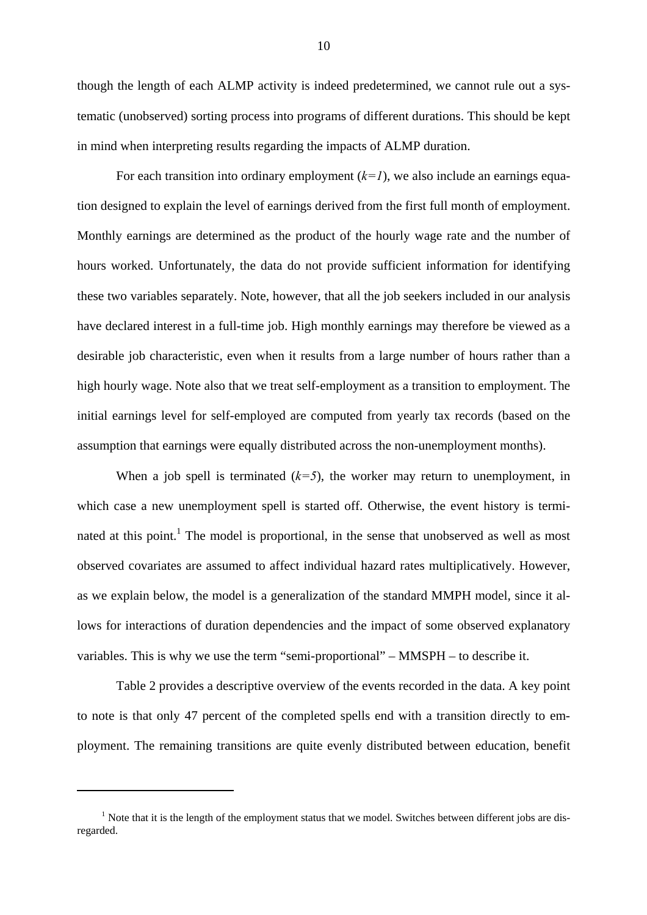though the length of each ALMP activity is indeed predetermined, we cannot rule out a systematic (unobserved) sorting process into programs of different durations. This should be kept in mind when interpreting results regarding the impacts of ALMP duration.

For each transition into ordinary employment ($k=1$), we also include an earnings equation designed to explain the level of earnings derived from the first full month of employment. Monthly earnings are determined as the product of the hourly wage rate and the number of hours worked. Unfortunately, the data do not provide sufficient information for identifying these two variables separately. Note, however, that all the job seekers included in our analysis have declared interest in a full-time job. High monthly earnings may therefore be viewed as a desirable job characteristic, even when it results from a large number of hours rather than a high hourly wage. Note also that we treat self-employment as a transition to employment. The initial earnings level for self-employed are computed from yearly tax records (based on the assumption that earnings were equally distributed across the non-unemployment months).

When a job spell is terminated ($k=5$), the worker may return to unemployment, in which case a new unemployment spell is started off. Otherwise, the event history is terminated at this point.[1] The model is proportional, in the sense that unobserved as well as most observed covariates are assumed to affect individual hazard rates multiplicatively. However, as we explain below, the model is a generalization of the standard MMPH model, since it allows for interactions of duration dependencies and the impact of some observed explanatory variables. This is why we use the term "semi-proportional" – MMSPH – to describe it.

Table 2 provides a descriptive overview of the events recorded in the data. A key point to note is that only 47 percent of the completed spells end with a transition directly to employment. The remaining transitions are quite evenly distributed between education, benefit

[1] Note that it is the length of the employment status that we model. Switches between different jobs are disregarded.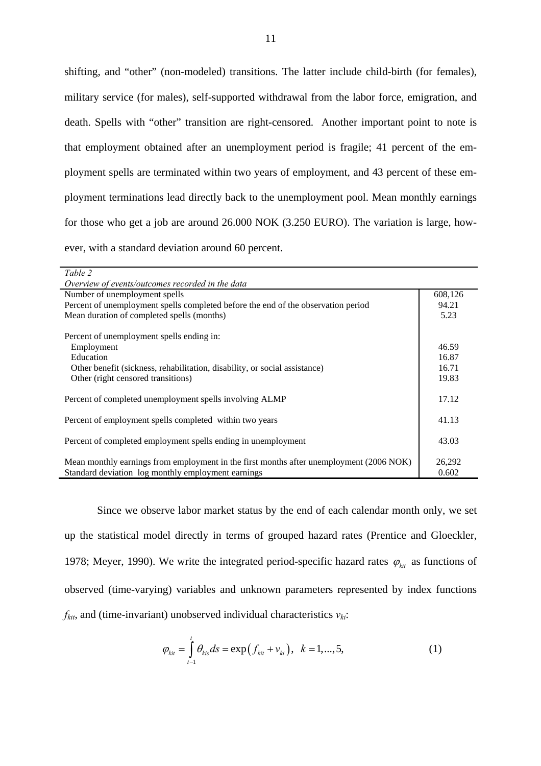shifting, and "other" (non-modeled) transitions. The latter include child-birth (for females), military service (for males), self-supported withdrawal from the labor force, emigration, and death. Spells with "other" transition are right-censored. Another important point to note is that employment obtained after an unemployment period is fragile; 41 percent of the employment spells are terminated within two years of employment, and 43 percent of these employment terminations lead directly back to the unemployment pool. Mean monthly earnings for those who get a job are around 26.000 NOK (3.250 EURO). The variation is large, however, with a standard deviation around 60 percent.

*Table 2*
*Overview of events/outcomes recorded in the data*

| | |
|---|---|
| Number of unemployment spells | 608,126 |
| Percent of unemployment spells completed before the end of the observation period | 94.21 |
| Mean duration of completed spells (months) | 5.23 |
| | |
| Percent of unemployment spells ending in: | |
| Employment | 46.59 |
| Education | 16.87 |
| Other benefit (sickness, rehabilitation, disability, or social assistance) | 16.71 |
| Other (right censored transitions) | 19.83 |
| | |
| Percent of completed unemployment spells involving ALMP | 17.12 |
| | |
| Percent of employment spells completed within two years | 41.13 |
| | |
| Percent of completed employment spells ending in unemployment | 43.03 |
| | |
| Mean monthly earnings from employment in the first months after unemployment (2006 NOK) | 26,292 |
| Standard deviation log monthly employment earnings | 0.602 |

Since we observe labor market status by the end of each calendar month only, we set up the statistical model directly in terms of grouped hazard rates (Prentice and Gloeckler, 1978; Meyer, 1990). We write the integrated period-specific hazard rates $\varphi_{kit}$ as functions of observed (time-varying) variables and unknown parameters represented by index functions $f_{kit}$, and (time-invariant) unobserved individual characteristics $v_{ki}$:

$$\varphi_{kit} = \int_{t-1}^{t} \theta_{kis} ds = \exp\left(f_{kit} + v_{ki}\right), \quad k = 1,...,5, \tag{1}$$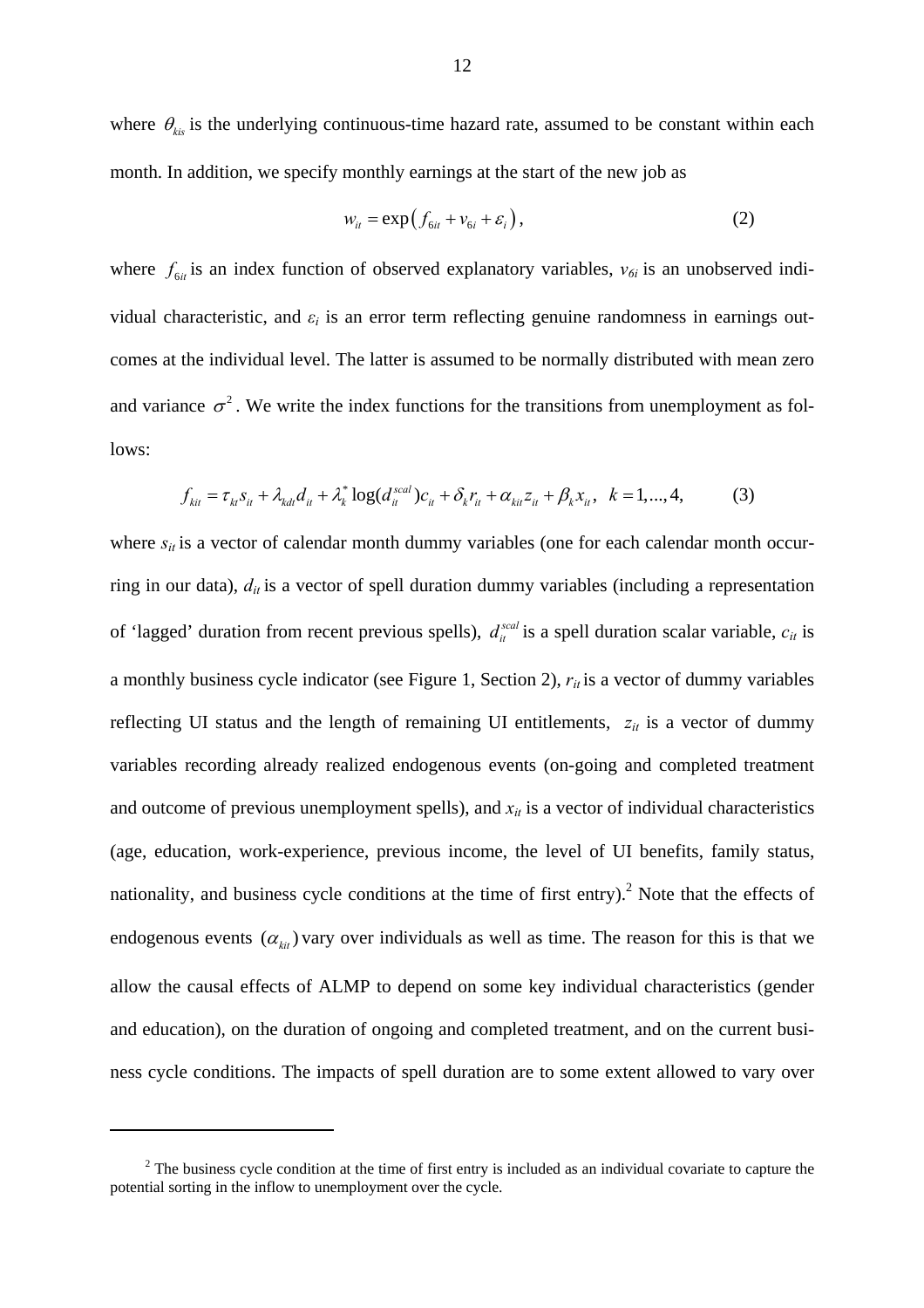where $\theta_{kis}$ is the underlying continuous-time hazard rate, assumed to be constant within each month. In addition, we specify monthly earnings at the start of the new job as

$$w_{it} = \exp\left(f_{6it} + v_{6i} + \varepsilon_i\right), \tag{2}$$

where $f_{6it}$ is an index function of observed explanatory variables, $v_{6i}$ is an unobserved individual characteristic, and $\varepsilon_i$ is an error term reflecting genuine randomness in earnings outcomes at the individual level. The latter is assumed to be normally distributed with mean zero and variance $\sigma^2$. We write the index functions for the transitions from unemployment as follows:

$$f_{kit} = \tau_{kt} s_{it} + \lambda_{kdt} d_{it} + \lambda_k^* \log(d_{it}^{scal}) c_{it} + \delta_k r_{it} + \alpha_{kit} z_{it} + \beta_k x_{it}, \quad k = 1, \ldots, 4, \tag{3}$$

where $s_{it}$ is a vector of calendar month dummy variables (one for each calendar month occurring in our data), $d_{it}$ is a vector of spell duration dummy variables (including a representation of 'lagged' duration from recent previous spells), $d_{it}^{scal}$ is a spell duration scalar variable, $c_{it}$ is a monthly business cycle indicator (see Figure 1, Section 2), $r_{it}$ is a vector of dummy variables reflecting UI status and the length of remaining UI entitlements, $z_{it}$ is a vector of dummy variables recording already realized endogenous events (on-going and completed treatment and outcome of previous unemployment spells), and $x_{it}$ is a vector of individual characteristics (age, education, work-experience, previous income, the level of UI benefits, family status, nationality, and business cycle conditions at the time of first entry).[2] Note that the effects of endogenous events $(\alpha_{kit})$ vary over individuals as well as time. The reason for this is that we allow the causal effects of ALMP to depend on some key individual characteristics (gender and education), on the duration of ongoing and completed treatment, and on the current business cycle conditions. The impacts of spell duration are to some extent allowed to vary over

[2] The business cycle condition at the time of first entry is included as an individual covariate to capture the potential sorting in the inflow to unemployment over the cycle.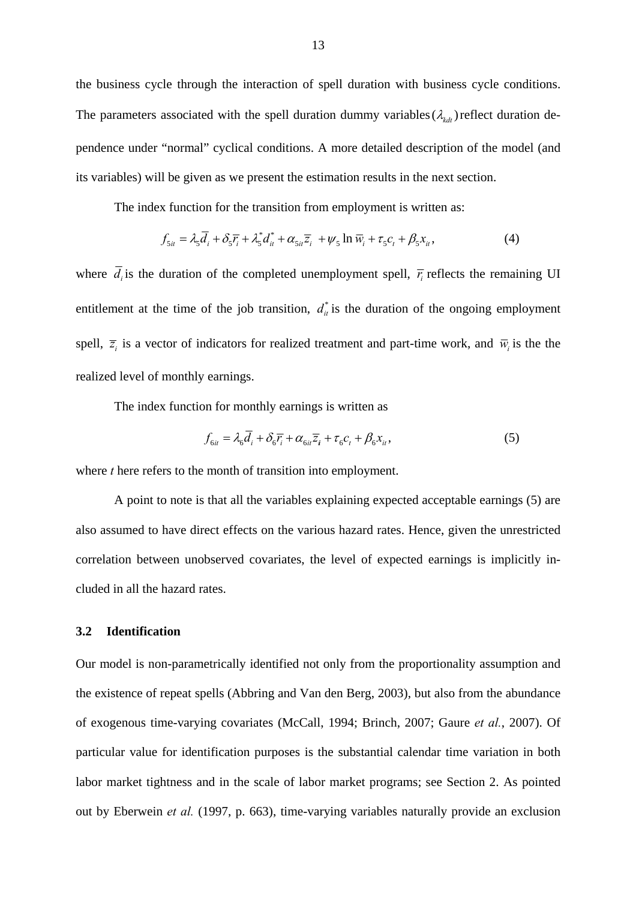the business cycle through the interaction of spell duration with business cycle conditions. The parameters associated with the spell duration dummy variables $(\lambda_{kdt})$ reflect duration dependence under "normal" cyclical conditions. A more detailed description of the model (and its variables) will be given as we present the estimation results in the next section.

The index function for the transition from employment is written as:

$$f_{5it} = \lambda_5 \overline{d}_i + \delta_5 \overline{r}_i + \lambda_5^* d_{it}^* + \alpha_{5it} \overline{z}_i + \psi_5 \ln \overline{w}_i + \tau_5 c_t + \beta_5 x_{it}, \tag{4}$$

where $\overline{d}_i$ is the duration of the completed unemployment spell, $\overline{r}_i$ reflects the remaining UI entitlement at the time of the job transition, $d_{it}^*$ is the duration of the ongoing employment spell, $\overline{z}_i$ is a vector of indicators for realized treatment and part-time work, and $\overline{w}_i$ is the the realized level of monthly earnings.

The index function for monthly earnings is written as

$$f_{6it} = \lambda_6 \overline{d}_i + \delta_6 \overline{r}_i + \alpha_{6it} \overline{\boldsymbol{z}}_{\boldsymbol{i}} + \tau_6 c_t + \beta_6 x_{it}, \tag{5}$$

where *t* here refers to the month of transition into employment.

A point to note is that all the variables explaining expected acceptable earnings (5) are also assumed to have direct effects on the various hazard rates. Hence, given the unrestricted correlation between unobserved covariates, the level of expected earnings is implicitly included in all the hazard rates.

### 3.2 Identification

Our model is non-parametrically identified not only from the proportionality assumption and the existence of repeat spells (Abbring and Van den Berg, 2003), but also from the abundance of exogenous time-varying covariates (McCall, 1994; Brinch, 2007; Gaure *et al.*, 2007). Of particular value for identification purposes is the substantial calendar time variation in both labor market tightness and in the scale of labor market programs; see Section 2. As pointed out by Eberwein *et al.* (1997, p. 663), time-varying variables naturally provide an exclusion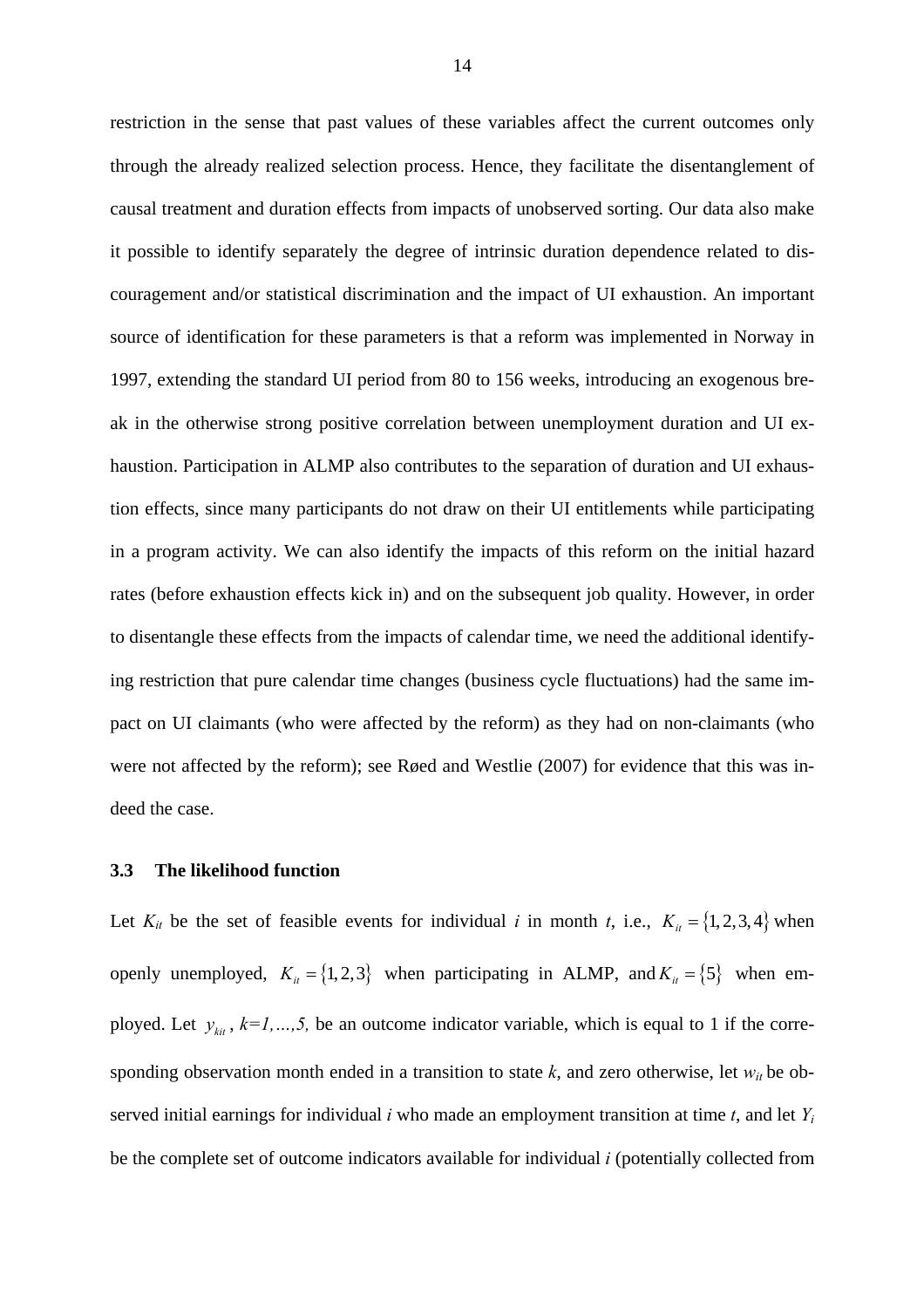restriction in the sense that past values of these variables affect the current outcomes only through the already realized selection process. Hence, they facilitate the disentanglement of causal treatment and duration effects from impacts of unobserved sorting. Our data also make it possible to identify separately the degree of intrinsic duration dependence related to discouragement and/or statistical discrimination and the impact of UI exhaustion. An important source of identification for these parameters is that a reform was implemented in Norway in 1997, extending the standard UI period from 80 to 156 weeks, introducing an exogenous break in the otherwise strong positive correlation between unemployment duration and UI exhaustion. Participation in ALMP also contributes to the separation of duration and UI exhaustion effects, since many participants do not draw on their UI entitlements while participating in a program activity. We can also identify the impacts of this reform on the initial hazard rates (before exhaustion effects kick in) and on the subsequent job quality. However, in order to disentangle these effects from the impacts of calendar time, we need the additional identifying restriction that pure calendar time changes (business cycle fluctuations) had the same impact on UI claimants (who were affected by the reform) as they had on non-claimants (who were not affected by the reform); see Røed and Westlie (2007) for evidence that this was indeed the case.

### 3.3 The likelihood function

Let $K_{it}$ be the set of feasible events for individual *i* in month *t*, i.e., $K_{it} = \{1,2,3,4\}$ when openly unemployed, $K_{it} = \{1,2,3\}$ when participating in ALMP, and $K_{it} = \{5\}$ when employed. Let $y_{kit}$, $k=1,\dots,5,$ be an outcome indicator variable, which is equal to 1 if the corresponding observation month ended in a transition to state *k*, and zero otherwise, let $w_{it}$ be observed initial earnings for individual *i* who made an employment transition at time *t*, and let $Y_i$ be the complete set of outcome indicators available for individual *i* (potentially collected from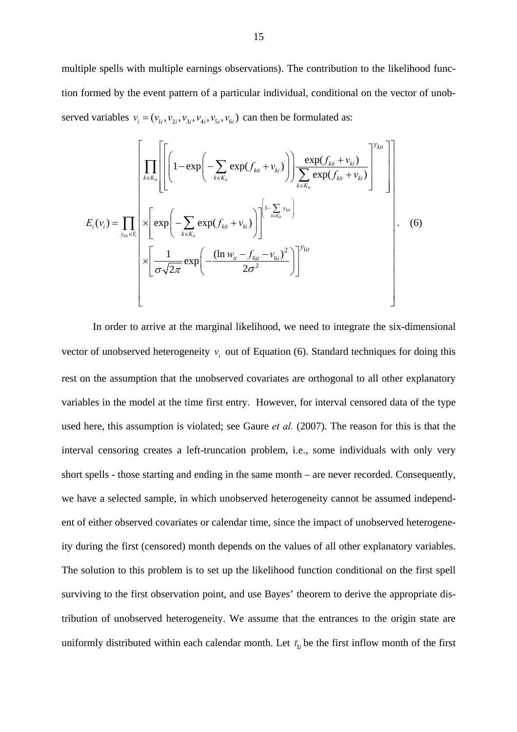multiple spells with multiple earnings observations). The contribution to the likelihood function formed by the event pattern of a particular individual, conditional on the vector of unobserved variables $v_i = (v_{1i}, v_{2i}, v_{3i}, v_{4i}, v_{5i}, v_{6i})$ can then be formulated as:

$$E_i(v_i) = \prod_{y_{kit} \in Y_i} \left[ \begin{array}{l} \prod_{k \in K_{it}} \left[ \left[ \left( 1 - \exp\left( -\sum_{k \in K_{it}} \exp(f_{kit} + v_{ki}) \right) \right) \frac{\exp(f_{kit} + v_{ki})}{\sum_{k \in K_{it}} \exp(f_{kit} + v_{ki})} \right]^{y_{kit}} \right] \\ \times \left[ \exp\left( -\sum_{k \in K_{it}} \exp(f_{kit} + v_{ki}) \right) \right]^{\left(1 - \sum_{k \in K_{it}} y_{kit}\right)} \\ \times \left[ \frac{1}{\sigma\sqrt{2\pi}} \exp\left( -\frac{(\ln w_{it} - f_{6it} - v_{6i})^2}{2\sigma^2} \right) \right]^{y_{1it}} \end{array} \right]. \quad (6)$$

In order to arrive at the marginal likelihood, we need to integrate the six-dimensional vector of unobserved heterogeneity $v_i$ out of Equation (6). Standard techniques for doing this rest on the assumption that the unobserved covariates are orthogonal to all other explanatory variables in the model at the time first entry. However, for interval censored data of the type used here, this assumption is violated; see Gaure *et al.* (2007). The reason for this is that the interval censoring creates a left-truncation problem, i.e., some individuals with only very short spells - those starting and ending in the same month – are never recorded. Consequently, we have a selected sample, in which unobserved heterogeneity cannot be assumed independent of either observed covariates or calendar time, since the impact of unobserved heterogeneity during the first (censored) month depends on the values of all other explanatory variables. The solution to this problem is to set up the likelihood function conditional on the first spell surviving to the first observation point, and use Bayes' theorem to derive the appropriate distribution of unobserved heterogeneity. We assume that the entrances to the origin state are uniformly distributed within each calendar month. Let $\bar{t}_{1i}$ be the first inflow month of the first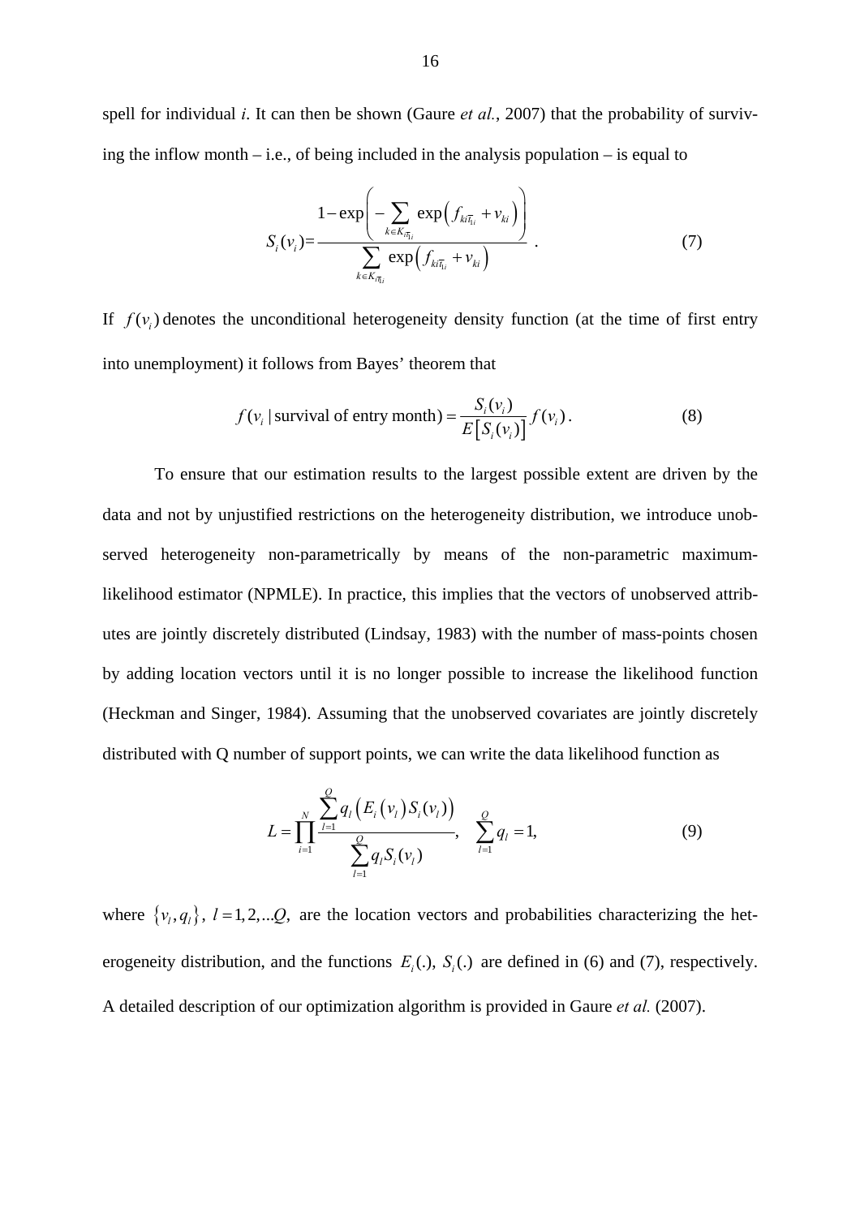spell for individual *i*. It can then be shown (Gaure *et al.*, 2007) that the probability of surviving the inflow month – i.e., of being included in the analysis population – is equal to

$$S_i(v_i) = \frac{1 - \exp\left( -\sum_{k \in K_{i\bar{t}_{1i}}} \exp\left( f_{ki\bar{t}_{1i}} + v_{ki} \right) \right)}{\sum_{k \in K_{i\bar{t}_{1i}}} \exp\left( f_{ki\bar{t}_{1i}} + v_{ki} \right)} \quad . \tag{7}$$

If $f(v_i)$ denotes the unconditional heterogeneity density function (at the time of first entry into unemployment) it follows from Bayes' theorem that

$$f(v_i \mid \text{survival of entry month}) = \frac{S_i(v_i)}{E\left[ S_i(v_i) \right]} f(v_i) \, . \tag{8}$$

To ensure that our estimation results to the largest possible extent are driven by the data and not by unjustified restrictions on the heterogeneity distribution, we introduce unobserved heterogeneity non-parametrically by means of the non-parametric maximum-likelihood estimator (NPMLE). In practice, this implies that the vectors of unobserved attributes are jointly discretely distributed (Lindsay, 1983) with the number of mass-points chosen by adding location vectors until it is no longer possible to increase the likelihood function (Heckman and Singer, 1984). Assuming that the unobserved covariates are jointly discretely distributed with Q number of support points, we can write the data likelihood function as

$$L = \prod_{i=1}^{N} \frac{\sum_{l=1}^{Q} q_l \left( E_i \left( v_l \right) S_i(v_l) \right)}{\sum_{l=1}^{Q} q_l S_i(v_l)}, \quad \sum_{l=1}^{Q} q_l = 1, \tag{9}$$

where $\{v_l, q_l\}$, $l = 1, 2, ...Q,$ are the location vectors and probabilities characterizing the heterogeneity distribution, and the functions $E_i(.)$, $S_i(.)$ are defined in (6) and (7), respectively. A detailed description of our optimization algorithm is provided in Gaure *et al.* (2007).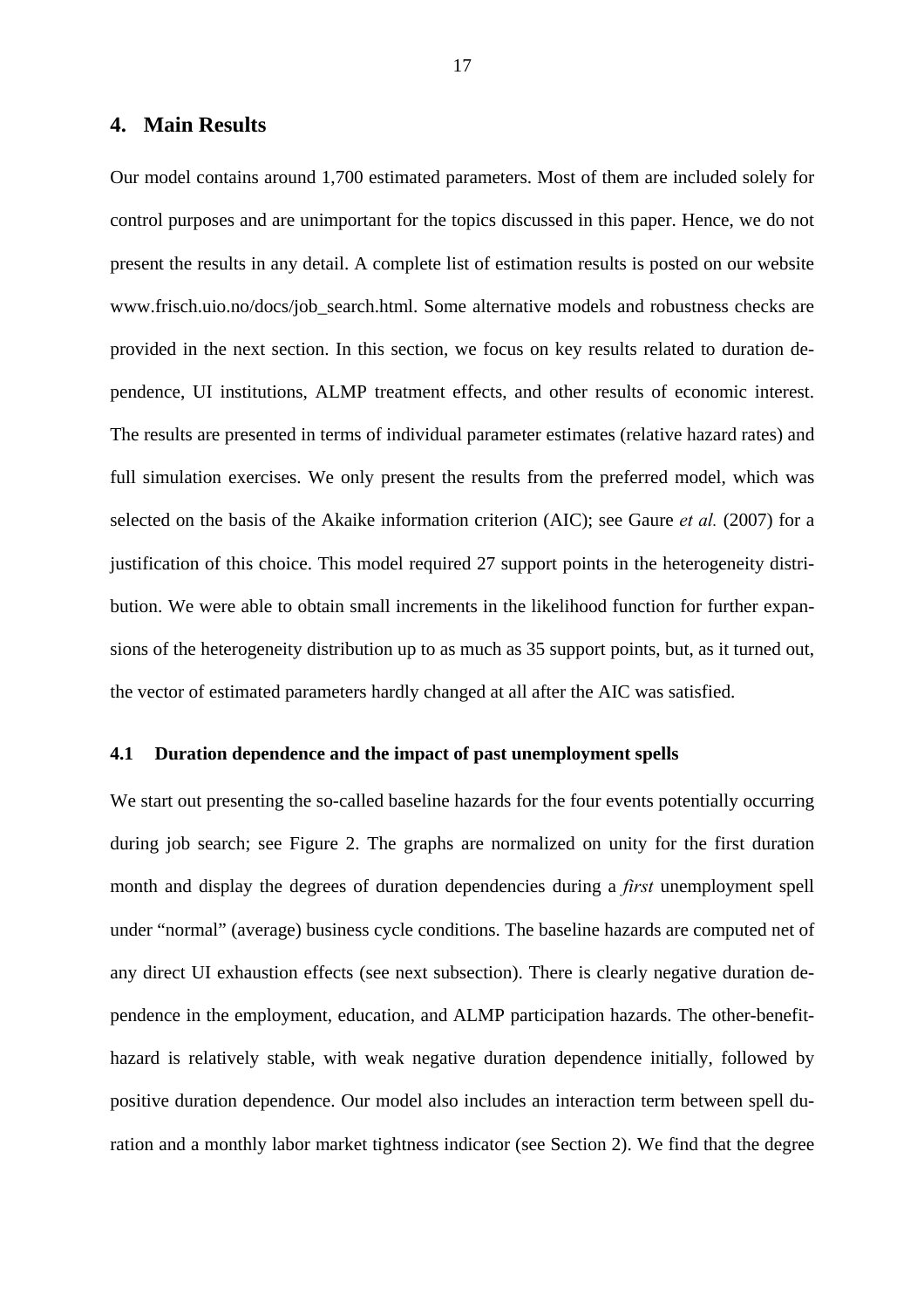## 4. Main Results

Our model contains around 1,700 estimated parameters. Most of them are included solely for control purposes and are unimportant for the topics discussed in this paper. Hence, we do not present the results in any detail. A complete list of estimation results is posted on our website www.frisch.uio.no/docs/job_search.html. Some alternative models and robustness checks are provided in the next section. In this section, we focus on key results related to duration dependence, UI institutions, ALMP treatment effects, and other results of economic interest. The results are presented in terms of individual parameter estimates (relative hazard rates) and full simulation exercises. We only present the results from the preferred model, which was selected on the basis of the Akaike information criterion (AIC); see Gaure *et al.* (2007) for a justification of this choice. This model required 27 support points in the heterogeneity distribution. We were able to obtain small increments in the likelihood function for further expansions of the heterogeneity distribution up to as much as 35 support points, but, as it turned out, the vector of estimated parameters hardly changed at all after the AIC was satisfied.

### 4.1 Duration dependence and the impact of past unemployment spells

We start out presenting the so-called baseline hazards for the four events potentially occurring during job search; see Figure 2. The graphs are normalized on unity for the first duration month and display the degrees of duration dependencies during a *first* unemployment spell under "normal" (average) business cycle conditions. The baseline hazards are computed net of any direct UI exhaustion effects (see next subsection). There is clearly negative duration dependence in the employment, education, and ALMP participation hazards. The other-benefit-hazard is relatively stable, with weak negative duration dependence initially, followed by positive duration dependence. Our model also includes an interaction term between spell duration and a monthly labor market tightness indicator (see Section 2). We find that the degree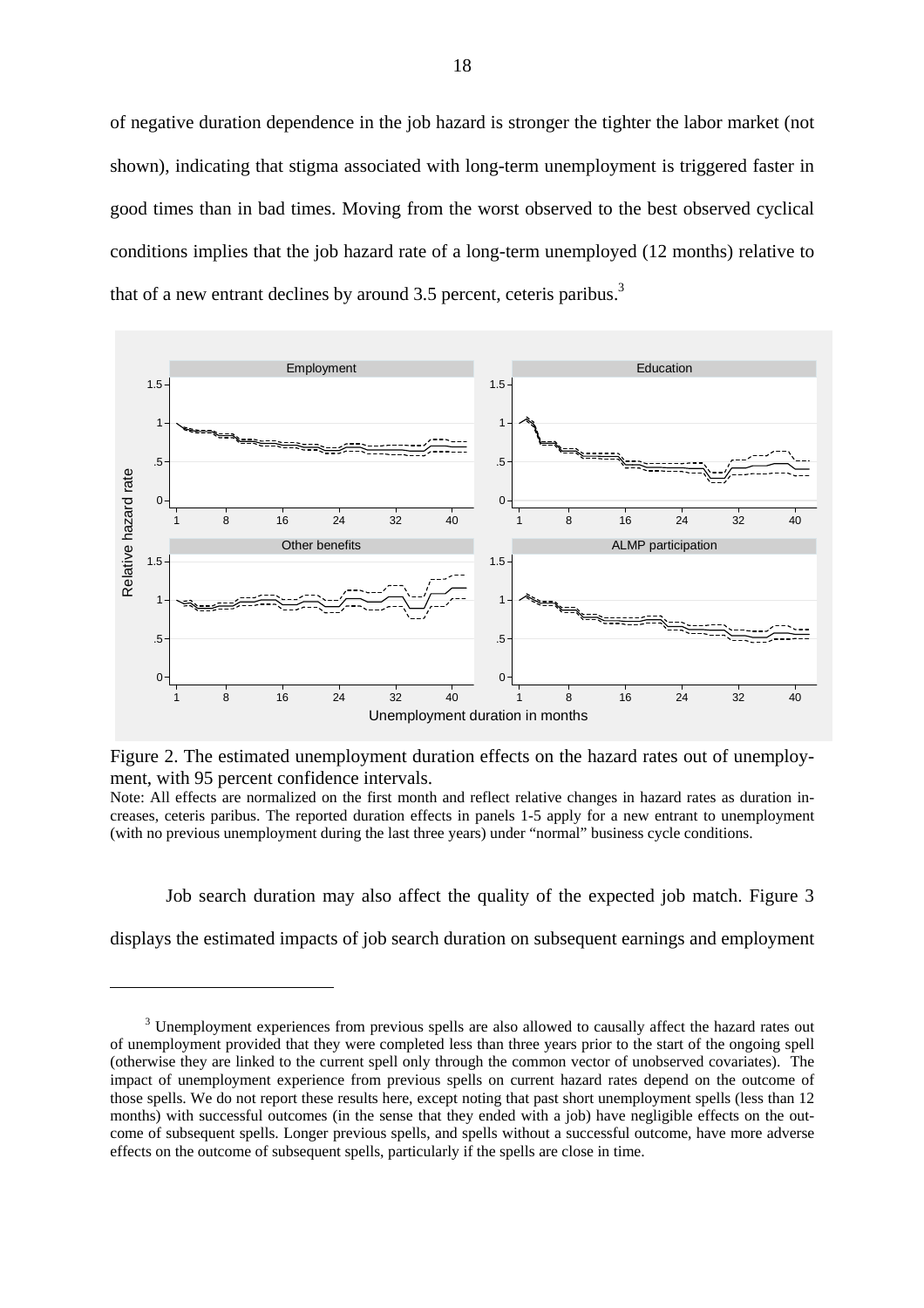of negative duration dependence in the job hazard is stronger the tighter the labor market (not shown), indicating that stigma associated with long-term unemployment is triggered faster in good times than in bad times. Moving from the worst observed to the best observed cyclical conditions implies that the job hazard rate of a long-term unemployed (12 months) relative to that of a new entrant declines by around 3.5 percent, ceteris paribus.[3]

Figure 2. The estimated unemployment duration effects on the hazard rates out of unemployment, with 95 percent confidence intervals.

Note: All effects are normalized on the first month and reflect relative changes in hazard rates as duration increases, ceteris paribus. The reported duration effects in panels 1-5 apply for a new entrant to unemployment (with no previous unemployment during the last three years) under "normal" business cycle conditions.

Job search duration may also affect the quality of the expected job match. Figure 3 displays the estimated impacts of job search duration on subsequent earnings and employment

[3] Unemployment experiences from previous spells are also allowed to causally affect the hazard rates out of unemployment provided that they were completed less than three years prior to the start of the ongoing spell (otherwise they are linked to the current spell only through the common vector of unobserved covariates). The impact of unemployment experience from previous spells on current hazard rates depend on the outcome of those spells. We do not report these results here, except noting that past short unemployment spells (less than 12 months) with successful outcomes (in the sense that they ended with a job) have negligible effects on the outcome of subsequent spells. Longer previous spells, and spells without a successful outcome, have more adverse effects on the outcome of subsequent spells, particularly if the spells are close in time.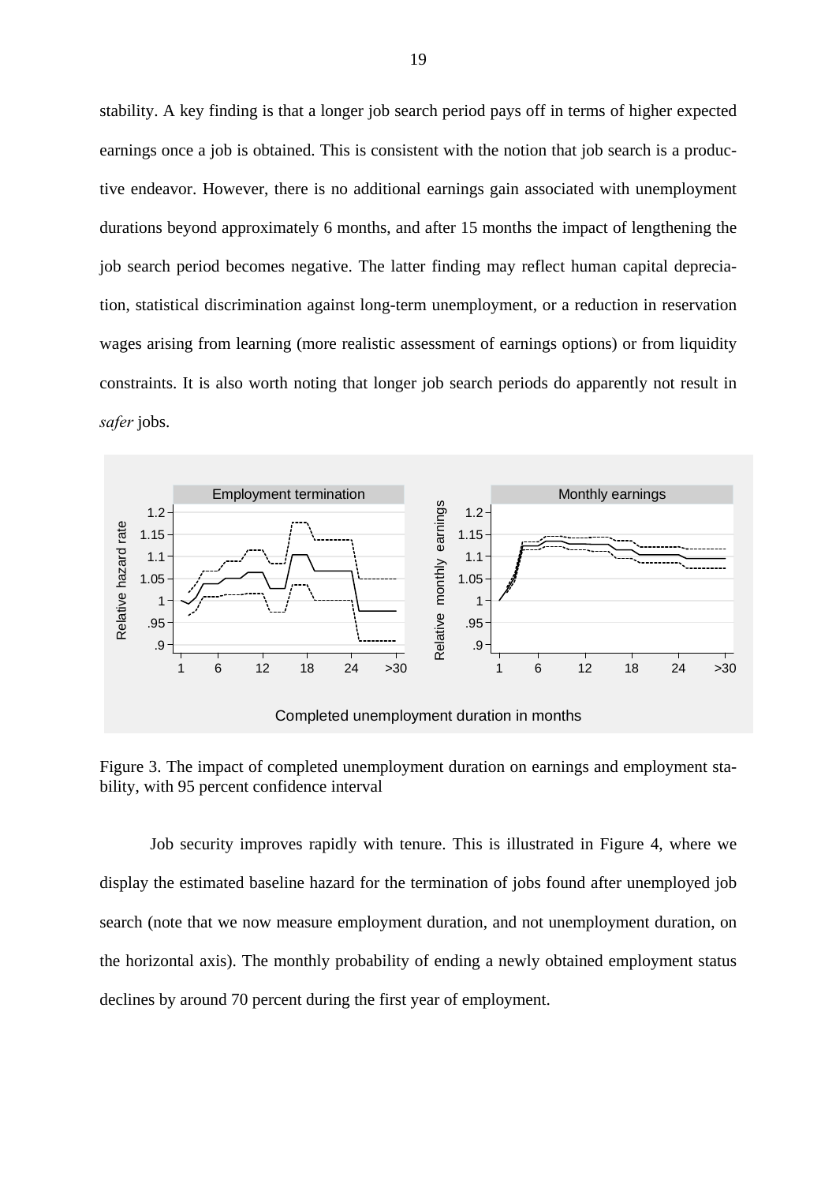stability. A key finding is that a longer job search period pays off in terms of higher expected earnings once a job is obtained. This is consistent with the notion that job search is a productive endeavor. However, there is no additional earnings gain associated with unemployment durations beyond approximately 6 months, and after 15 months the impact of lengthening the job search period becomes negative. The latter finding may reflect human capital depreciation, statistical discrimination against long-term unemployment, or a reduction in reservation wages arising from learning (more realistic assessment of earnings options) or from liquidity constraints. It is also worth noting that longer job search periods do apparently not result in *safer* jobs.

Figure 3. The impact of completed unemployment duration on earnings and employment stability, with 95 percent confidence interval

Job security improves rapidly with tenure. This is illustrated in Figure 4, where we display the estimated baseline hazard for the termination of jobs found after unemployed job search (note that we now measure employment duration, and not unemployment duration, on the horizontal axis). The monthly probability of ending a newly obtained employment status declines by around 70 percent during the first year of employment.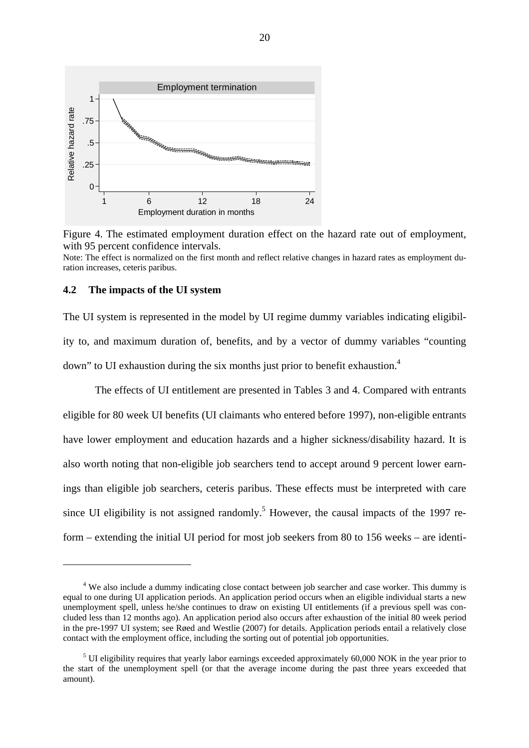Figure 4. The estimated employment duration effect on the hazard rate out of employment, with 95 percent confidence intervals.

Note: The effect is normalized on the first month and reflect relative changes in hazard rates as employment duration increases, ceteris paribus.

### 4.2 The impacts of the UI system

The UI system is represented in the model by UI regime dummy variables indicating eligibility to, and maximum duration of, benefits, and by a vector of dummy variables "counting down" to UI exhaustion during the six months just prior to benefit exhaustion.[4]

The effects of UI entitlement are presented in Tables 3 and 4. Compared with entrants eligible for 80 week UI benefits (UI claimants who entered before 1997), non-eligible entrants have lower employment and education hazards and a higher sickness/disability hazard. It is also worth noting that non-eligible job searchers tend to accept around 9 percent lower earnings than eligible job searchers, ceteris paribus. These effects must be interpreted with care since UI eligibility is not assigned randomly.[5] However, the causal impacts of the 1997 reform – extending the initial UI period for most job seekers from 80 to 156 weeks – are identi-

[4] We also include a dummy indicating close contact between job searcher and case worker. This dummy is equal to one during UI application periods. An application period occurs when an eligible individual starts a new unemployment spell, unless he/she continues to draw on existing UI entitlements (if a previous spell was concluded less than 12 months ago). An application period also occurs after exhaustion of the initial 80 week period in the pre-1997 UI system; see Røed and Westlie (2007) for details. Application periods entail a relatively close contact with the employment office, including the sorting out of potential job opportunities.

[5] UI eligibility requires that yearly labor earnings exceeded approximately 60,000 NOK in the year prior to the start of the unemployment spell (or that the average income during the past three years exceeded that amount).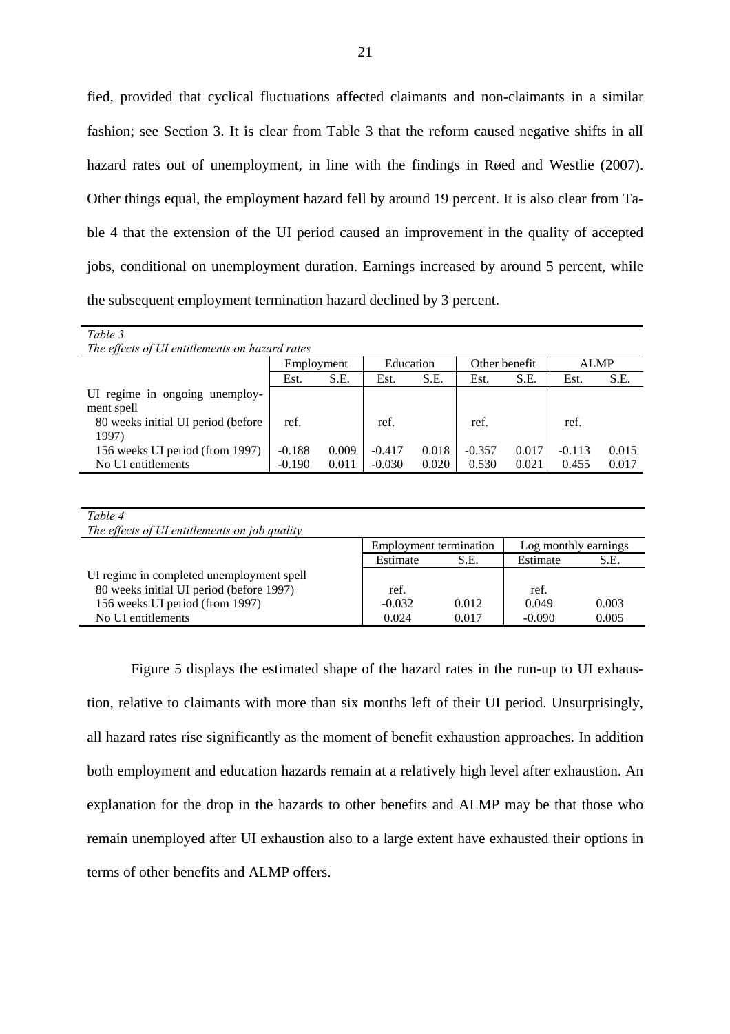fied, provided that cyclical fluctuations affected claimants and non-claimants in a similar fashion; see Section 3. It is clear from Table 3 that the reform caused negative shifts in all hazard rates out of unemployment, in line with the findings in Røed and Westlie (2007). Other things equal, the employment hazard fell by around 19 percent. It is also clear from Table 4 that the extension of the UI period caused an improvement in the quality of accepted jobs, conditional on unemployment duration. Earnings increased by around 5 percent, while the subsequent employment termination hazard declined by 3 percent.

*Table 3*
*The effects of UI entitlements on hazard rates*

| | Employment | | Education | | Other benefit | | ALMP | |
|---|---|---|---|---|---|---|---|---|
| | Est. | S.E. | Est. | S.E. | Est. | S.E. | Est. | S.E. |
| UI regime in ongoing unemployment spell | | | | | | | | |
| 80 weeks initial UI period (before 1997) | ref. | | ref. | | ref. | | ref. | |
| 156 weeks UI period (from 1997) | -0.188 | 0.009 | -0.417 | 0.018 | -0.357 | 0.017 | -0.113 | 0.015 |
| No UI entitlements | -0.190 | 0.011 | -0.030 | 0.020 | 0.530 | 0.021 | 0.455 | 0.017 |

*Table 4*
*The effects of UI entitlements on job quality*

| | Employment termination | | Log monthly earnings | |
|---|---|---|---|---|
| | Estimate | S.E. | Estimate | S.E. |
| UI regime in completed unemployment spell | | | | |
| 80 weeks initial UI period (before 1997) | ref. | | ref. | |
| 156 weeks UI period (from 1997) | -0.032 | 0.012 | 0.049 | 0.003 |
| No UI entitlements | 0.024 | 0.017 | -0.090 | 0.005 |

Figure 5 displays the estimated shape of the hazard rates in the run-up to UI exhaustion, relative to claimants with more than six months left of their UI period. Unsurprisingly, all hazard rates rise significantly as the moment of benefit exhaustion approaches. In addition both employment and education hazards remain at a relatively high level after exhaustion. An explanation for the drop in the hazards to other benefits and ALMP may be that those who remain unemployed after UI exhaustion also to a large extent have exhausted their options in terms of other benefits and ALMP offers.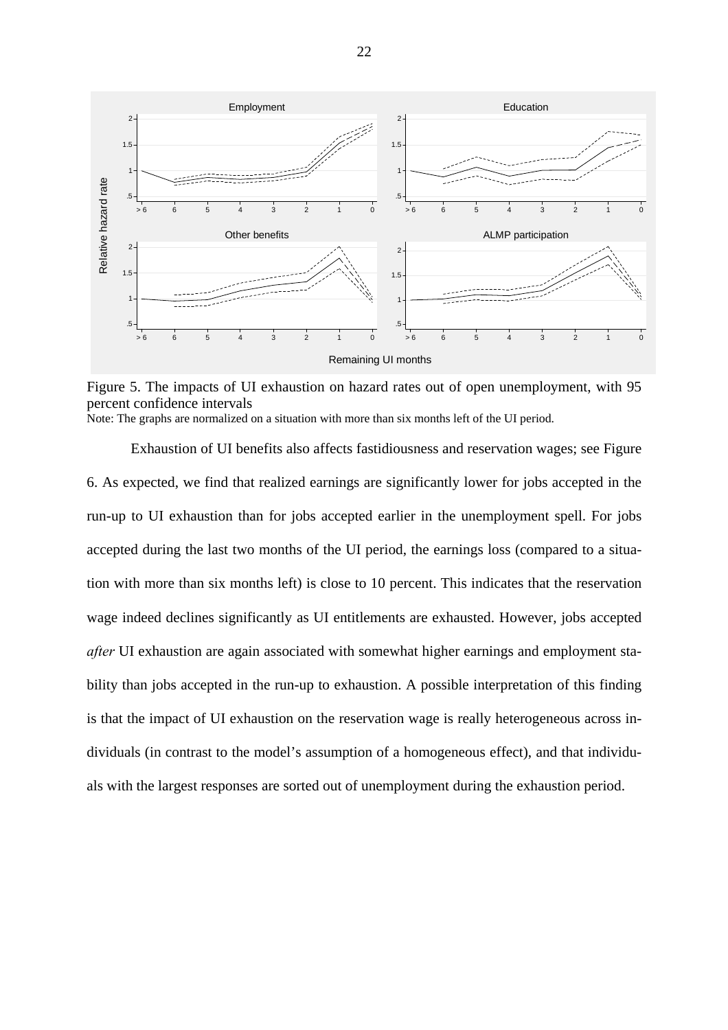Figure 5. The impacts of UI exhaustion on hazard rates out of open unemployment, with 95 percent confidence intervals

Note: The graphs are normalized on a situation with more than six months left of the UI period.

Exhaustion of UI benefits also affects fastidiousness and reservation wages; see Figure 6. As expected, we find that realized earnings are significantly lower for jobs accepted in the run-up to UI exhaustion than for jobs accepted earlier in the unemployment spell. For jobs accepted during the last two months of the UI period, the earnings loss (compared to a situation with more than six months left) is close to 10 percent. This indicates that the reservation wage indeed declines significantly as UI entitlements are exhausted. However, jobs accepted *after* UI exhaustion are again associated with somewhat higher earnings and employment stability than jobs accepted in the run-up to exhaustion. A possible interpretation of this finding is that the impact of UI exhaustion on the reservation wage is really heterogeneous across individuals (in contrast to the model's assumption of a homogeneous effect), and that individuals with the largest responses are sorted out of unemployment during the exhaustion period.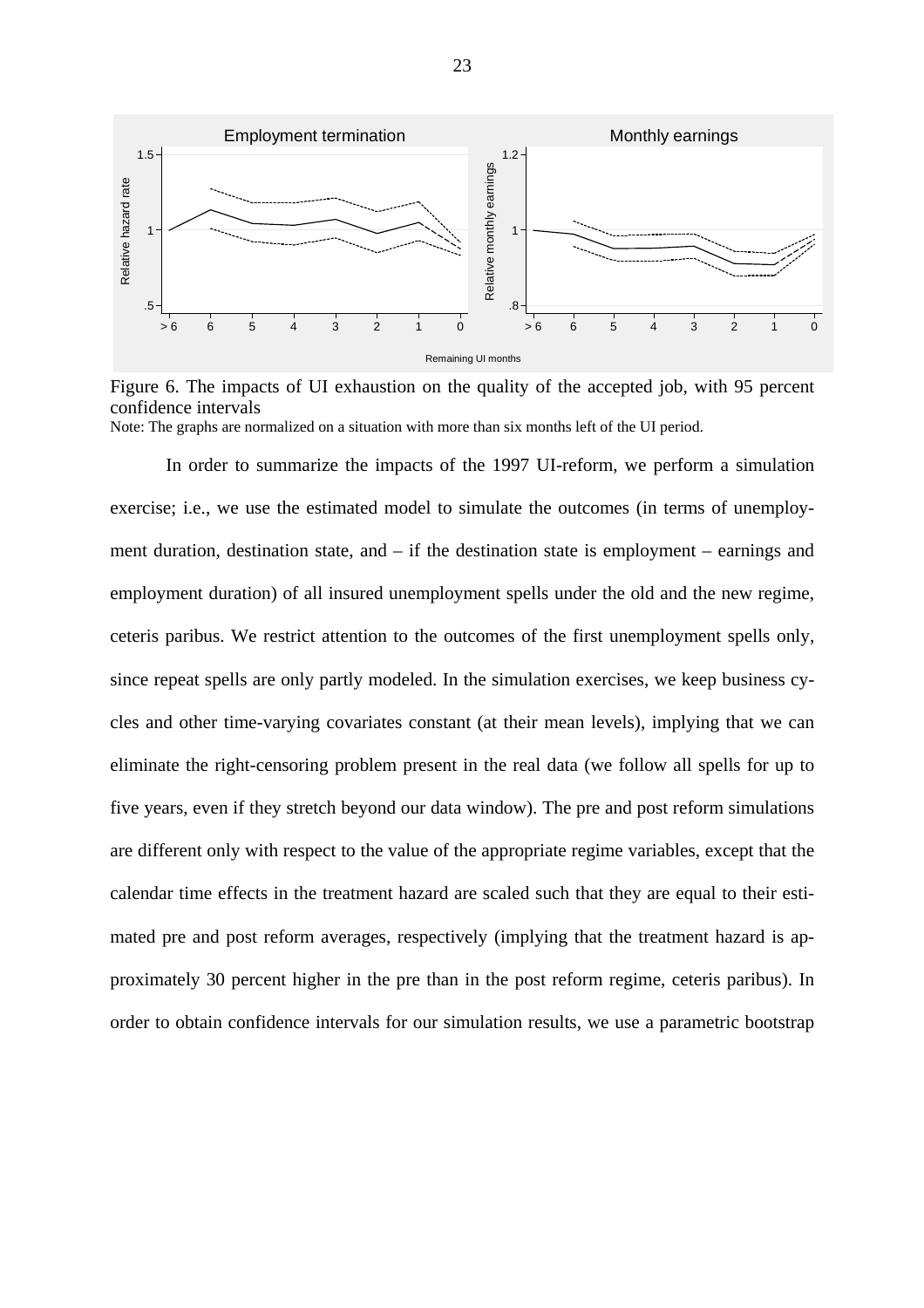Figure 6. The impacts of UI exhaustion on the quality of the accepted job, with 95 percent confidence intervals

Note: The graphs are normalized on a situation with more than six months left of the UI period.

In order to summarize the impacts of the 1997 UI-reform, we perform a simulation exercise; i.e., we use the estimated model to simulate the outcomes (in terms of unemployment duration, destination state, and – if the destination state is employment – earnings and employment duration) of all insured unemployment spells under the old and the new regime, ceteris paribus. We restrict attention to the outcomes of the first unemployment spells only, since repeat spells are only partly modeled. In the simulation exercises, we keep business cycles and other time-varying covariates constant (at their mean levels), implying that we can eliminate the right-censoring problem present in the real data (we follow all spells for up to five years, even if they stretch beyond our data window). The pre and post reform simulations are different only with respect to the value of the appropriate regime variables, except that the calendar time effects in the treatment hazard are scaled such that they are equal to their estimated pre and post reform averages, respectively (implying that the treatment hazard is approximately 30 percent higher in the pre than in the post reform regime, ceteris paribus). In order to obtain confidence intervals for our simulation results, we use a parametric bootstrap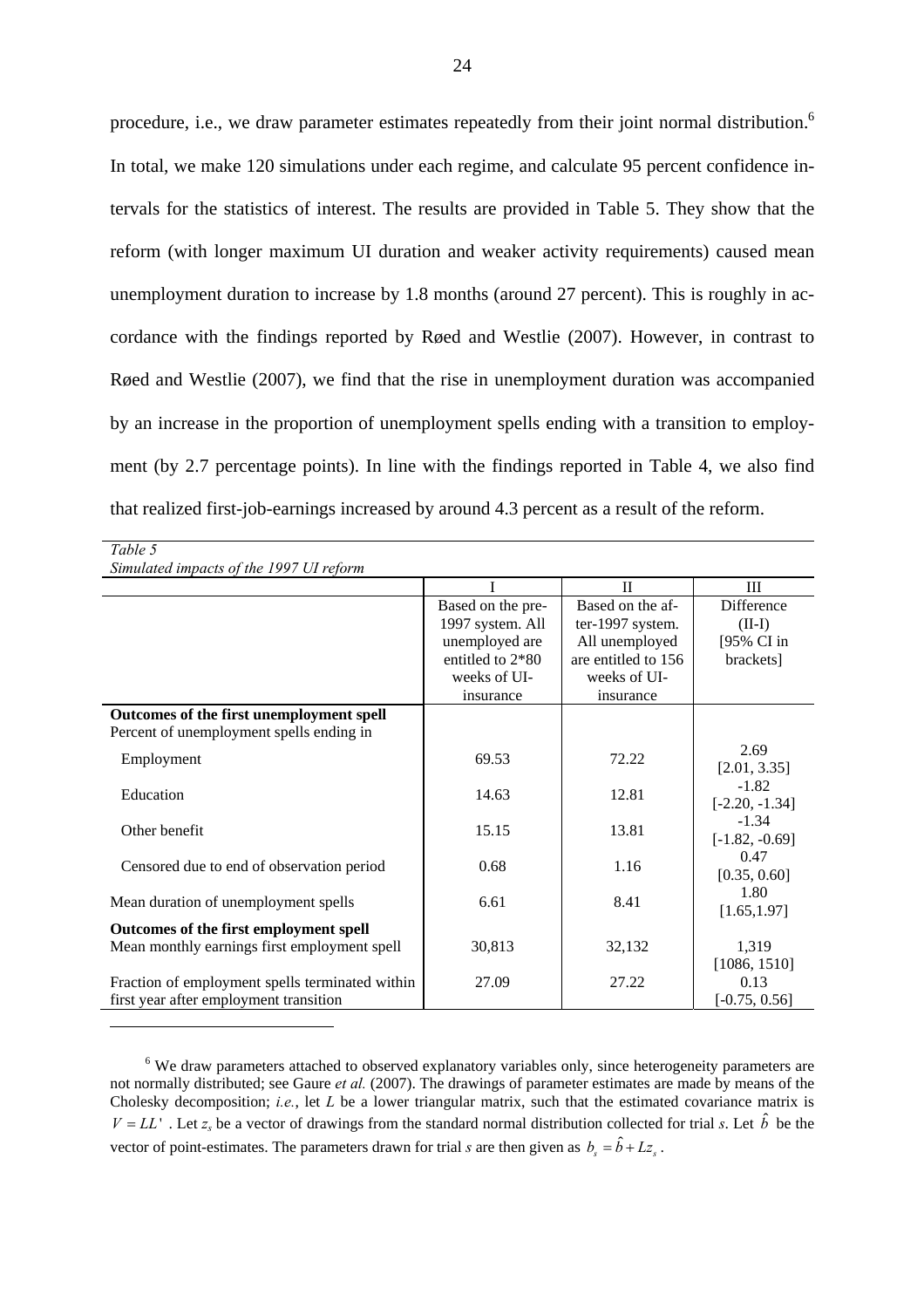procedure, i.e., we draw parameter estimates repeatedly from their joint normal distribution.[6] In total, we make 120 simulations under each regime, and calculate 95 percent confidence intervals for the statistics of interest. The results are provided in Table 5. They show that the reform (with longer maximum UI duration and weaker activity requirements) caused mean unemployment duration to increase by 1.8 months (around 27 percent). This is roughly in accordance with the findings reported by Røed and Westlie (2007). However, in contrast to Røed and Westlie (2007), we find that the rise in unemployment duration was accompanied by an increase in the proportion of unemployment spells ending with a transition to employment (by 2.7 percentage points). In line with the findings reported in Table 4, we also find that realized first-job-earnings increased by around 4.3 percent as a result of the reform.

*Table 5*
*Simulated impacts of the 1997 UI reform*

| | I | II | III |
|---|---|---|---|
| | Based on the pre-1997 system. All unemployed are entitled to 2*80 weeks of UI-insurance | Based on the after-1997 system. All unemployed are entitled to 156 weeks of UI-insurance | Difference (II-I) [95% CI in brackets] |
| **Outcomes of the first unemployment spell** | | | |
| Percent of unemployment spells ending in | | | |
| Employment | 69.53 | 72.22 | 2.69 [2.01, 3.35] |
| Education | 14.63 | 12.81 | -1.82 [-2.20, -1.34] |
| Other benefit | 15.15 | 13.81 | -1.34 [-1.82, -0.69] |
| Censored due to end of observation period | 0.68 | 1.16 | 0.47 [0.35, 0.60] |
| Mean duration of unemployment spells | 6.61 | 8.41 | 1.80 [1.65,1.97] |
| **Outcomes of the first employment spell** | | | |
| Mean monthly earnings first employment spell | 30,813 | 32,132 | 1,319 [1086, 1510] |
| Fraction of employment spells terminated within first year after employment transition | 27.09 | 27.22 | 0.13 [-0.75, 0.56] |

[6] We draw parameters attached to observed explanatory variables only, since heterogeneity parameters are not normally distributed; see Gaure *et al.* (2007). The drawings of parameter estimates are made by means of the Cholesky decomposition; *i.e.*, let $L$ be a lower triangular matrix, such that the estimated covariance matrix is $V = LL'$. Let $z_s$ be a vector of drawings from the standard normal distribution collected for trial $s$. Let $\hat{b}$ be the vector of point-estimates. The parameters drawn for trial $s$ are then given as $b_s = \hat{b} + Lz_s$.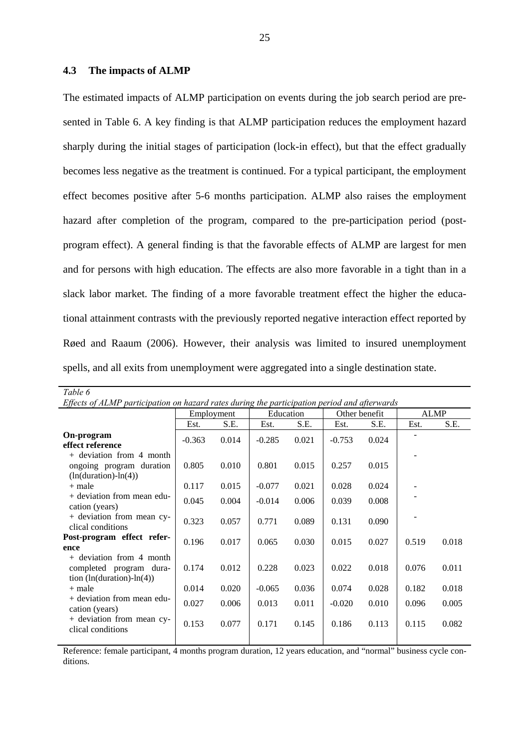## 4.3 The impacts of ALMP

The estimated impacts of ALMP participation on events during the job search period are presented in Table 6. A key finding is that ALMP participation reduces the employment hazard sharply during the initial stages of participation (lock-in effect), but that the effect gradually becomes less negative as the treatment is continued. For a typical participant, the employment effect becomes positive after 5-6 months participation. ALMP also raises the employment hazard after completion of the program, compared to the pre-participation period (post-program effect). A general finding is that the favorable effects of ALMP are largest for men and for persons with high education. The effects are also more favorable in a tight than in a slack labor market. The finding of a more favorable treatment effect the higher the educational attainment contrasts with the previously reported negative interaction effect reported by Røed and Raaum (2006). However, their analysis was limited to insured unemployment spells, and all exits from unemployment were aggregated into a single destination state.

*Table 6*
*Effects of ALMP participation on hazard rates during the participation period and afterwards*

| | Employment | | Education | | Other benefit | | ALMP | |
|---|---|---|---|---|---|---|---|---|
| | Est. | S.E. | Est. | S.E. | Est. | S.E. | Est. | S.E. |
| **On-program effect reference** | -0.363 | 0.014 | -0.285 | 0.021 | -0.753 | 0.024 | - | |
| + deviation from 4 month ongoing program duration (ln(duration)-ln(4)) | 0.805 | 0.010 | 0.801 | 0.015 | 0.257 | 0.015 | - | |
| + male | 0.117 | 0.015 | -0.077 | 0.021 | 0.028 | 0.024 | - | |
| + deviation from mean education (years) | 0.045 | 0.004 | -0.014 | 0.006 | 0.039 | 0.008 | - | |
| + deviation from mean cyclical conditions | 0.323 | 0.057 | 0.771 | 0.089 | 0.131 | 0.090 | - | |
| **Post-program effect reference** | 0.196 | 0.017 | 0.065 | 0.030 | 0.015 | 0.027 | 0.519 | 0.018 |
| + deviation from 4 month completed program duration (ln(duration)-ln(4)) | 0.174 | 0.012 | 0.228 | 0.023 | 0.022 | 0.018 | 0.076 | 0.011 |
| + male | 0.014 | 0.020 | -0.065 | 0.036 | 0.074 | 0.028 | 0.182 | 0.018 |
| + deviation from mean education (years) | 0.027 | 0.006 | 0.013 | 0.011 | -0.020 | 0.010 | 0.096 | 0.005 |
| + deviation from mean cyclical conditions | 0.153 | 0.077 | 0.171 | 0.145 | 0.186 | 0.113 | 0.115 | 0.082 |

Reference: female participant, 4 months program duration, 12 years education, and "normal" business cycle conditions.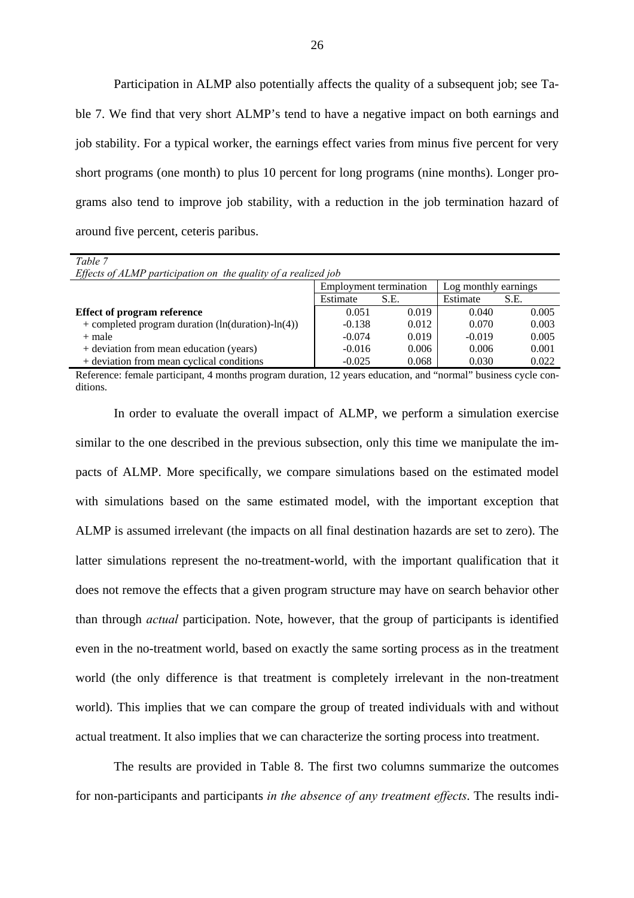Participation in ALMP also potentially affects the quality of a subsequent job; see Table 7. We find that very short ALMP's tend to have a negative impact on both earnings and job stability. For a typical worker, the earnings effect varies from minus five percent for very short programs (one month) to plus 10 percent for long programs (nine months). Longer programs also tend to improve job stability, with a reduction in the job termination hazard of around five percent, ceteris paribus.

*Table 7*
*Effects of ALMP participation on the quality of a realized job*

| | Employment termination | | Log monthly earnings | |
|---|---|---|---|---|
| | Estimate | S.E. | Estimate | S.E. |
| **Effect of program reference** | 0.051 | 0.019 | 0.040 | 0.005 |
| + completed program duration (ln(duration)-ln(4)) | -0.138 | 0.012 | 0.070 | 0.003 |
| + male | -0.074 | 0.019 | -0.019 | 0.005 |
| + deviation from mean education (years) | -0.016 | 0.006 | 0.006 | 0.001 |
| + deviation from mean cyclical conditions | -0.025 | 0.068 | 0.030 | 0.022 |

Reference: female participant, 4 months program duration, 12 years education, and "normal" business cycle conditions.

In order to evaluate the overall impact of ALMP, we perform a simulation exercise similar to the one described in the previous subsection, only this time we manipulate the impacts of ALMP. More specifically, we compare simulations based on the estimated model with simulations based on the same estimated model, with the important exception that ALMP is assumed irrelevant (the impacts on all final destination hazards are set to zero). The latter simulations represent the no-treatment-world, with the important qualification that it does not remove the effects that a given program structure may have on search behavior other than through *actual* participation. Note, however, that the group of participants is identified even in the no-treatment world, based on exactly the same sorting process as in the treatment world (the only difference is that treatment is completely irrelevant in the non-treatment world). This implies that we can compare the group of treated individuals with and without actual treatment. It also implies that we can characterize the sorting process into treatment.

The results are provided in Table 8. The first two columns summarize the outcomes for non-participants and participants *in the absence of any treatment effects*. The results indi-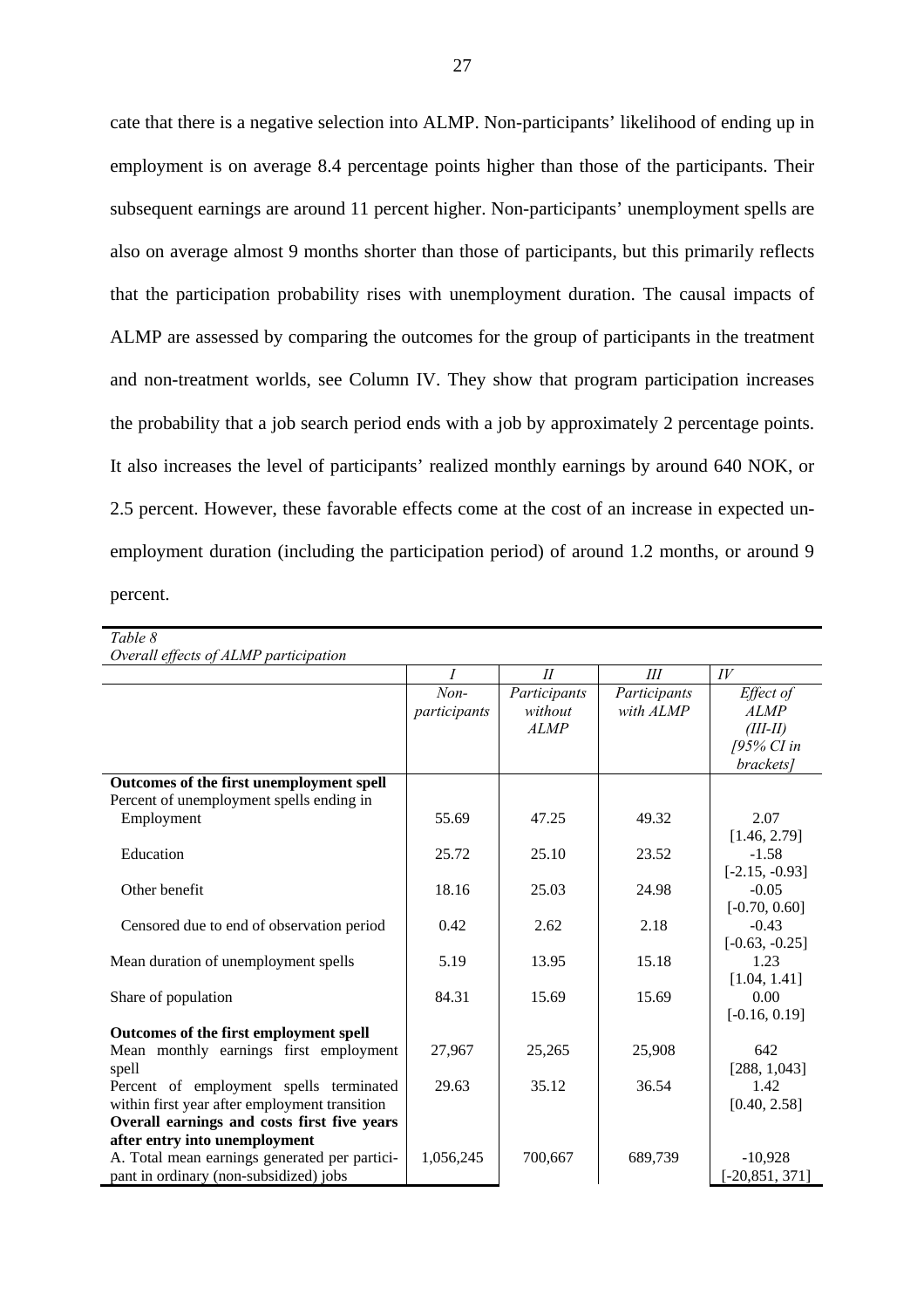cate that there is a negative selection into ALMP. Non-participants' likelihood of ending up in employment is on average 8.4 percentage points higher than those of the participants. Their subsequent earnings are around 11 percent higher. Non-participants' unemployment spells are also on average almost 9 months shorter than those of participants, but this primarily reflects that the participation probability rises with unemployment duration. The causal impacts of ALMP are assessed by comparing the outcomes for the group of participants in the treatment and non-treatment worlds, see Column IV. They show that program participation increases the probability that a job search period ends with a job by approximately 2 percentage points. It also increases the level of participants' realized monthly earnings by around 640 NOK, or 2.5 percent. However, these favorable effects come at the cost of an increase in expected unemployment duration (including the participation period) of around 1.2 months, or around 9 percent.

*Table 8*
*Overall effects of ALMP participation*

| | *I* | *II* | *III* | *IV* |
|---|---|---|---|---|
| | *Non-participants* | *Participants without ALMP* | *Participants with ALMP* | *Effect of ALMP (III-II) [95% CI in brackets]* |
| **Outcomes of the first unemployment spell** | | | | |
| Percent of unemployment spells ending in | | | | |
| Employment | 55.69 | 47.25 | 49.32 | 2.07 [1.46, 2.79] |
| Education | 25.72 | 25.10 | 23.52 | -1.58 [-2.15, -0.93] |
| Other benefit | 18.16 | 25.03 | 24.98 | -0.05 [-0.70, 0.60] |
| Censored due to end of observation period | 0.42 | 2.62 | 2.18 | -0.43 [-0.63, -0.25] |
| Mean duration of unemployment spells | 5.19 | 13.95 | 15.18 | 1.23 [1.04, 1.41] |
| Share of population | 84.31 | 15.69 | 15.69 | 0.00 [-0.16, 0.19] |
| **Outcomes of the first employment spell** | | | | |
| Mean monthly earnings first employment spell | 27,967 | 25,265 | 25,908 | 642 [288, 1,043] |
| Percent of employment spells terminated within first year after employment transition | 29.63 | 35.12 | 36.54 | 1.42 [0.40, 2.58] |
| **Overall earnings and costs first five years after entry into unemployment** | | | | |
| A. Total mean earnings generated per participant in ordinary (non-subsidized) jobs | 1,056,245 | 700,667 | 689,739 | -10,928 [-20,851, 371] |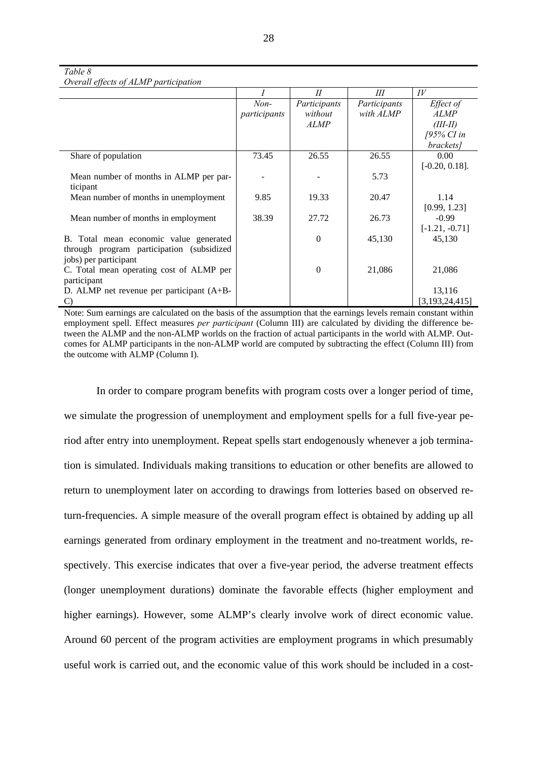*Table 8*
*Overall effects of ALMP participation*

| | I | II | III | IV |
|---|---|---|---|---|
| | *Non-participants* | *Participants without ALMP* | *Participants with ALMP* | *Effect of ALMP (III-II) [95% CI in brackets]* |
| Share of population | 73.45 | 26.55 | 26.55 | 0.00 [-0.20, 0.18]. |
| Mean number of months in ALMP per participant | - | - | 5.73 | |
| Mean number of months in unemployment | 9.85 | 19.33 | 20.47 | 1.14 [0.99, 1.23] |
| Mean number of months in employment | 38.39 | 27.72 | 26.73 | -0.99 [-1.21, -0.71] |
| B. Total mean economic value generated through program participation (subsidized jobs) per participant | | 0 | 45,130 | 45,130 |
| C. Total mean operating cost of ALMP per participant | | 0 | 21,086 | 21,086 |
| D. ALMP net revenue per participant (A+B-C) | | | | 13,116 [3,193,24,415] |

Note: Sum earnings are calculated on the basis of the assumption that the earnings levels remain constant within employment spell. Effect measures *per participant* (Column III) are calculated by dividing the difference between the ALMP and the non-ALMP worlds on the fraction of actual participants in the world with ALMP. Outcomes for ALMP participants in the non-ALMP world are computed by subtracting the effect (Column III) from the outcome with ALMP (Column I).

In order to compare program benefits with program costs over a longer period of time, we simulate the progression of unemployment and employment spells for a full five-year period after entry into unemployment. Repeat spells start endogenously whenever a job termination is simulated. Individuals making transitions to education or other benefits are allowed to return to unemployment later on according to drawings from lotteries based on observed return-frequencies. A simple measure of the overall program effect is obtained by adding up all earnings generated from ordinary employment in the treatment and no-treatment worlds, respectively. This exercise indicates that over a five-year period, the adverse treatment effects (longer unemployment durations) dominate the favorable effects (higher employment and higher earnings). However, some ALMP's clearly involve work of direct economic value. Around 60 percent of the program activities are employment programs in which presumably useful work is carried out, and the economic value of this work should be included in a cost-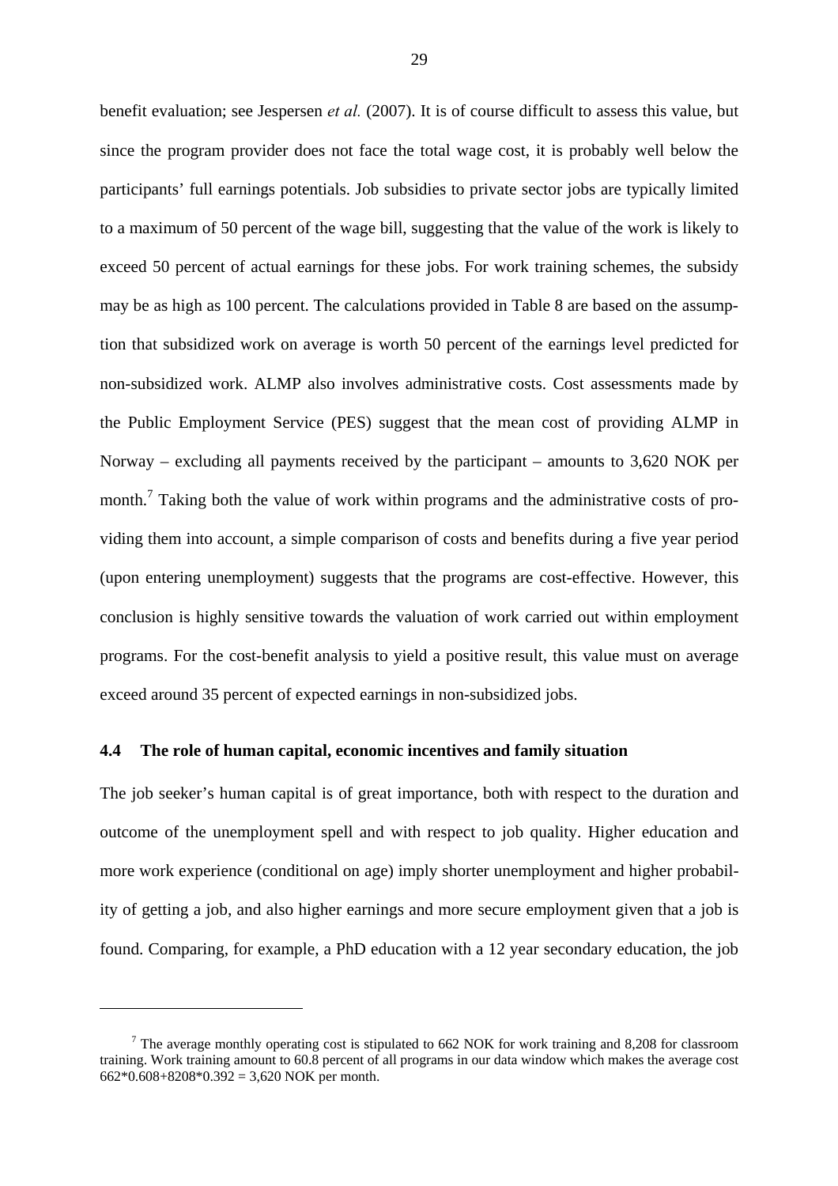benefit evaluation; see Jespersen *et al.* (2007). It is of course difficult to assess this value, but since the program provider does not face the total wage cost, it is probably well below the participants' full earnings potentials. Job subsidies to private sector jobs are typically limited to a maximum of 50 percent of the wage bill, suggesting that the value of the work is likely to exceed 50 percent of actual earnings for these jobs. For work training schemes, the subsidy may be as high as 100 percent. The calculations provided in Table 8 are based on the assumption that subsidized work on average is worth 50 percent of the earnings level predicted for non-subsidized work. ALMP also involves administrative costs. Cost assessments made by the Public Employment Service (PES) suggest that the mean cost of providing ALMP in Norway – excluding all payments received by the participant – amounts to 3,620 NOK per month.[7] Taking both the value of work within programs and the administrative costs of providing them into account, a simple comparison of costs and benefits during a five year period (upon entering unemployment) suggests that the programs are cost-effective. However, this conclusion is highly sensitive towards the valuation of work carried out within employment programs. For the cost-benefit analysis to yield a positive result, this value must on average exceed around 35 percent of expected earnings in non-subsidized jobs.

### 4.4 The role of human capital, economic incentives and family situation

The job seeker's human capital is of great importance, both with respect to the duration and outcome of the unemployment spell and with respect to job quality. Higher education and more work experience (conditional on age) imply shorter unemployment and higher probability of getting a job, and also higher earnings and more secure employment given that a job is found. Comparing, for example, a PhD education with a 12 year secondary education, the job

---

[7] The average monthly operating cost is stipulated to 662 NOK for work training and 8,208 for classroom training. Work training amount to 60.8 percent of all programs in our data window which makes the average cost 662\*0.608+8208\*0.392 = 3,620 NOK per month.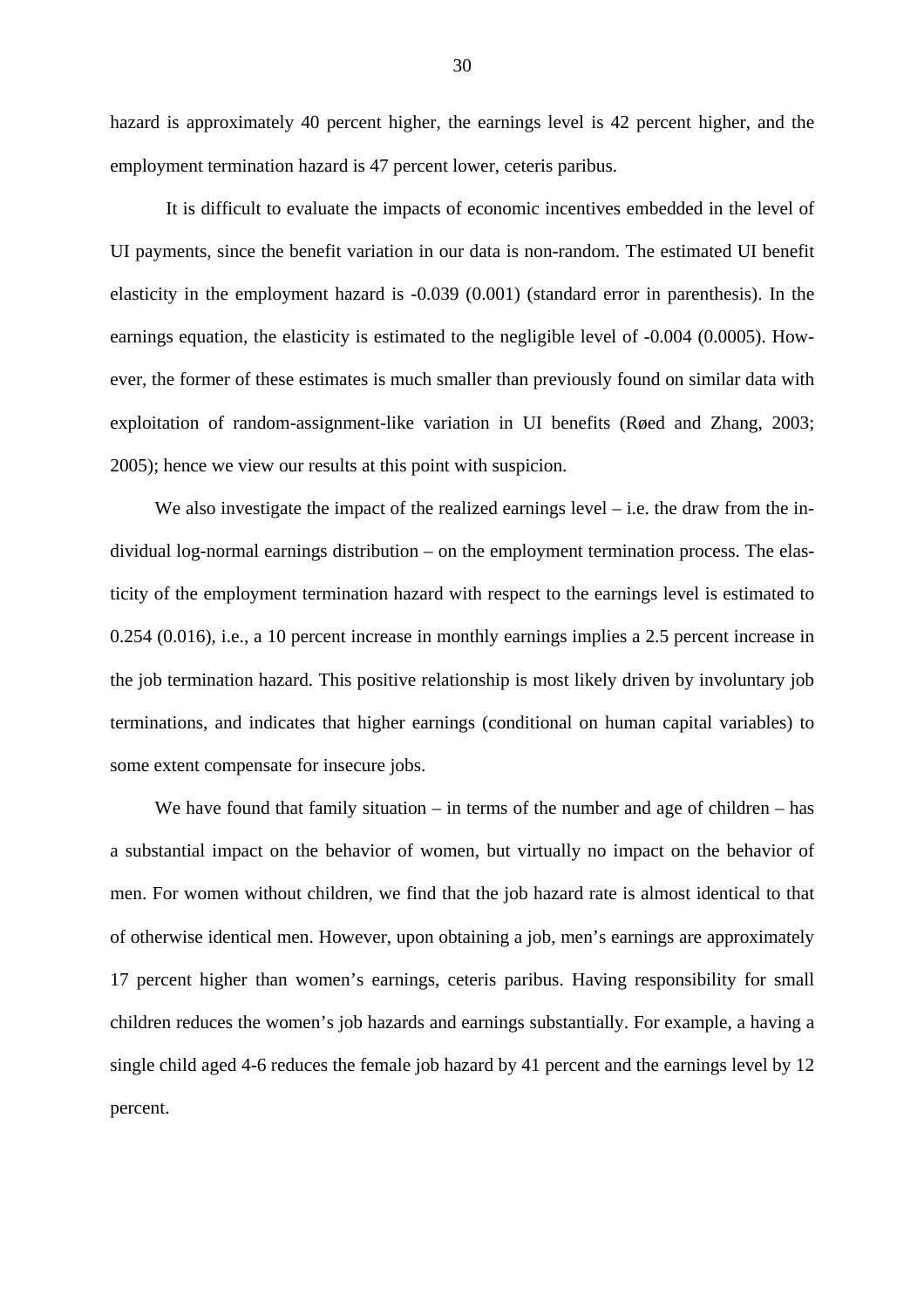hazard is approximately 40 percent higher, the earnings level is 42 percent higher, and the employment termination hazard is 47 percent lower, ceteris paribus.

It is difficult to evaluate the impacts of economic incentives embedded in the level of UI payments, since the benefit variation in our data is non-random. The estimated UI benefit elasticity in the employment hazard is -0.039 (0.001) (standard error in parenthesis). In the earnings equation, the elasticity is estimated to the negligible level of -0.004 (0.0005). However, the former of these estimates is much smaller than previously found on similar data with exploitation of random-assignment-like variation in UI benefits (Røed and Zhang, 2003; 2005); hence we view our results at this point with suspicion.

We also investigate the impact of the realized earnings level – i.e. the draw from the individual log-normal earnings distribution – on the employment termination process. The elasticity of the employment termination hazard with respect to the earnings level is estimated to 0.254 (0.016), i.e., a 10 percent increase in monthly earnings implies a 2.5 percent increase in the job termination hazard. This positive relationship is most likely driven by involuntary job terminations, and indicates that higher earnings (conditional on human capital variables) to some extent compensate for insecure jobs.

We have found that family situation – in terms of the number and age of children – has a substantial impact on the behavior of women, but virtually no impact on the behavior of men. For women without children, we find that the job hazard rate is almost identical to that of otherwise identical men. However, upon obtaining a job, men's earnings are approximately 17 percent higher than women's earnings, ceteris paribus. Having responsibility for small children reduces the women's job hazards and earnings substantially. For example, a having a single child aged 4-6 reduces the female job hazard by 41 percent and the earnings level by 12 percent.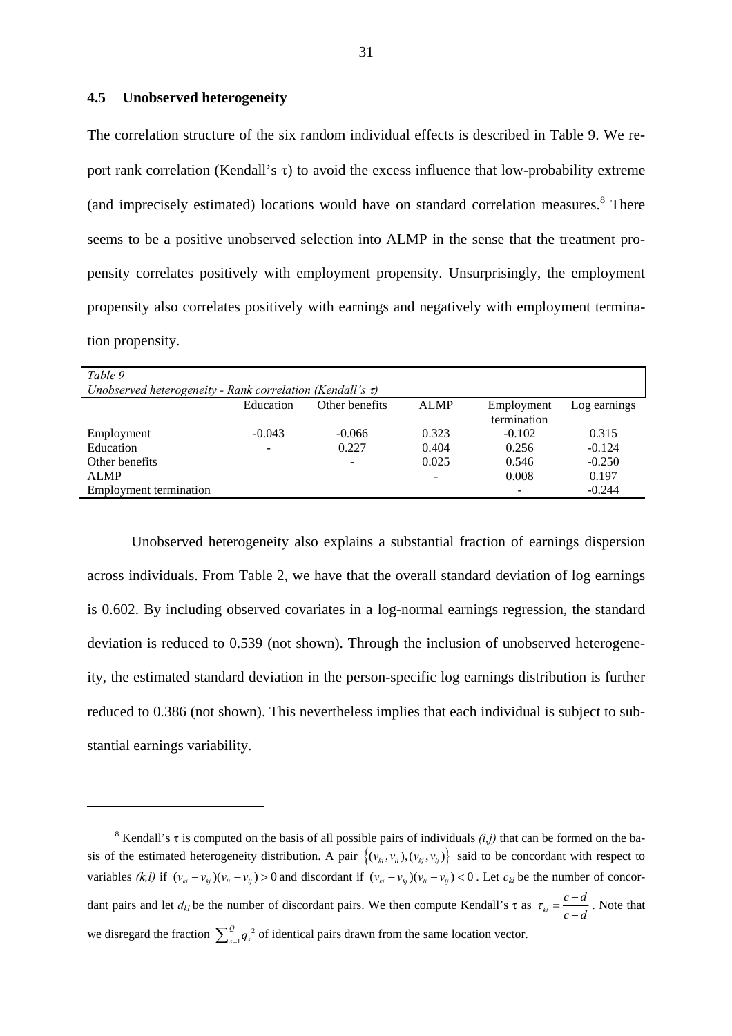### 4.5 Unobserved heterogeneity

The correlation structure of the six random individual effects is described in Table 9. We report rank correlation (Kendall's $\tau$) to avoid the excess influence that low-probability extreme (and imprecisely estimated) locations would have on standard correlation measures.[8] There seems to be a positive unobserved selection into ALMP in the sense that the treatment propensity correlates positively with employment propensity. Unsurprisingly, the employment propensity also correlates positively with earnings and negatively with employment termination propensity.

*Table 9*
*Unobserved heterogeneity - Rank correlation (Kendall's $\tau$)*

| | Education | Other benefits | ALMP | Employment termination | Log earnings |
|---|---|---|---|---|---|
| Employment | -0.043 | -0.066 | 0.323 | -0.102 | 0.315 |
| Education | - | 0.227 | 0.404 | 0.256 | -0.124 |
| Other benefits | | - | 0.025 | 0.546 | -0.250 |
| ALMP | | | - | 0.008 | 0.197 |
| Employment termination | | | | - | -0.244 |

Unobserved heterogeneity also explains a substantial fraction of earnings dispersion across individuals. From Table 2, we have that the overall standard deviation of log earnings is 0.602. By including observed covariates in a log-normal earnings regression, the standard deviation is reduced to 0.539 (not shown). Through the inclusion of unobserved heterogeneity, the estimated standard deviation in the person-specific log earnings distribution is further reduced to 0.386 (not shown). This nevertheless implies that each individual is subject to substantial earnings variability.

---

[8] Kendall's $\tau$ is computed on the basis of all possible pairs of individuals *(i,j)* that can be formed on the basis of the estimated heterogeneity distribution. A pair $\{(v_{ki}, v_{li}), (v_{kj}, v_{lj})\}$ said to be concordant with respect to variables *(k,l)* if $(v_{ki} - v_{kj})(v_{li} - v_{lj}) > 0$ and discordant if $(v_{ki} - v_{kj})(v_{li} - v_{lj}) < 0$. Let $c_{kl}$ be the number of concordant pairs and let $d_{kl}$ be the number of discordant pairs. We then compute Kendall's $\tau$ as $\tau_{kl} = \frac{c-d}{c+d}$. Note that we disregard the fraction $\sum_{s=1}^{Q} q_s^2$ of identical pairs drawn from the same location vector.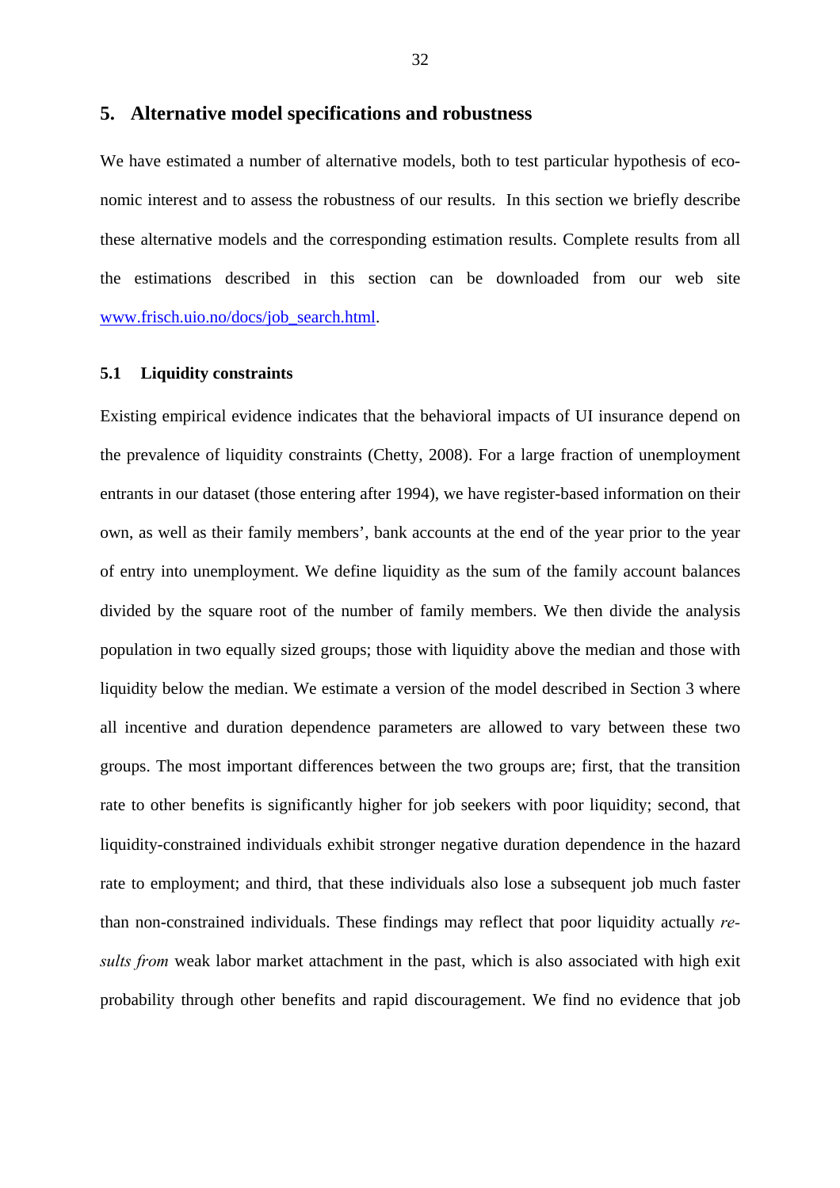## 5. Alternative model specifications and robustness

We have estimated a number of alternative models, both to test particular hypothesis of economic interest and to assess the robustness of our results. In this section we briefly describe these alternative models and the corresponding estimation results. Complete results from all the estimations described in this section can be downloaded from our web site [www.frisch.uio.no/docs/job_search.html](www.frisch.uio.no/docs/job_search.html).

### 5.1 Liquidity constraints

Existing empirical evidence indicates that the behavioral impacts of UI insurance depend on the prevalence of liquidity constraints (Chetty, 2008). For a large fraction of unemployment entrants in our dataset (those entering after 1994), we have register-based information on their own, as well as their family members', bank accounts at the end of the year prior to the year of entry into unemployment. We define liquidity as the sum of the family account balances divided by the square root of the number of family members. We then divide the analysis population in two equally sized groups; those with liquidity above the median and those with liquidity below the median. We estimate a version of the model described in Section 3 where all incentive and duration dependence parameters are allowed to vary between these two groups. The most important differences between the two groups are; first, that the transition rate to other benefits is significantly higher for job seekers with poor liquidity; second, that liquidity-constrained individuals exhibit stronger negative duration dependence in the hazard rate to employment; and third, that these individuals also lose a subsequent job much faster than non-constrained individuals. These findings may reflect that poor liquidity actually *results from* weak labor market attachment in the past, which is also associated with high exit probability through other benefits and rapid discouragement. We find no evidence that job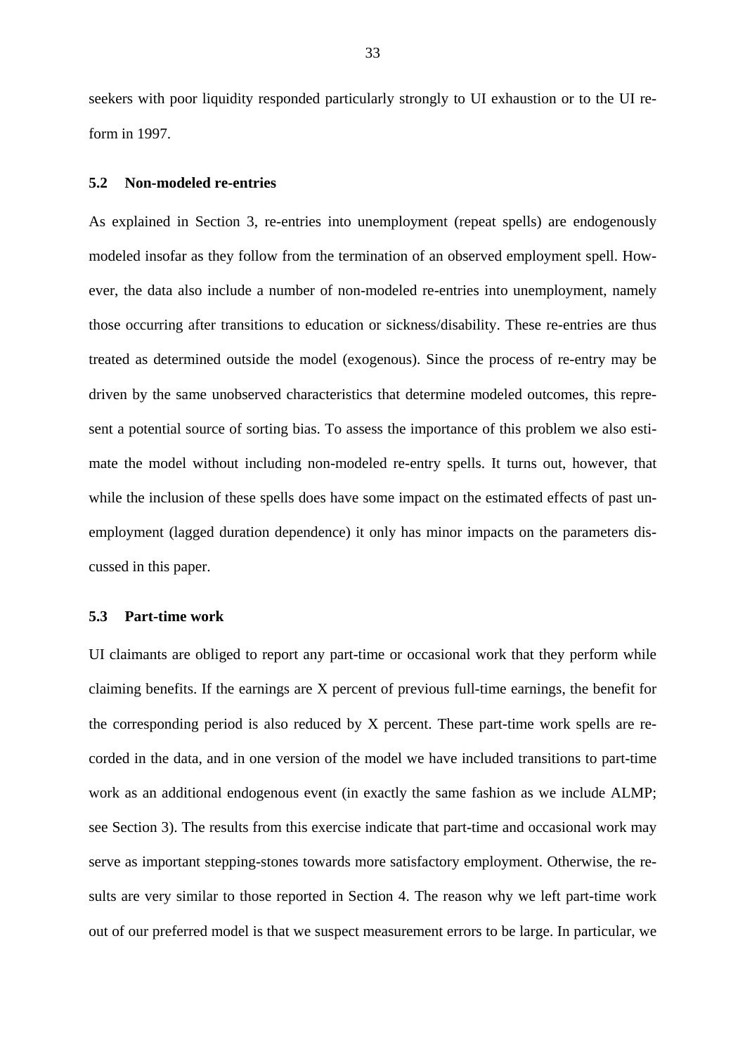seekers with poor liquidity responded particularly strongly to UI exhaustion or to the UI reform in 1997.

### 5.2 Non-modeled re-entries

As explained in Section 3, re-entries into unemployment (repeat spells) are endogenously modeled insofar as they follow from the termination of an observed employment spell. However, the data also include a number of non-modeled re-entries into unemployment, namely those occurring after transitions to education or sickness/disability. These re-entries are thus treated as determined outside the model (exogenous). Since the process of re-entry may be driven by the same unobserved characteristics that determine modeled outcomes, this represent a potential source of sorting bias. To assess the importance of this problem we also estimate the model without including non-modeled re-entry spells. It turns out, however, that while the inclusion of these spells does have some impact on the estimated effects of past unemployment (lagged duration dependence) it only has minor impacts on the parameters discussed in this paper.

### 5.3 Part-time work

UI claimants are obliged to report any part-time or occasional work that they perform while claiming benefits. If the earnings are X percent of previous full-time earnings, the benefit for the corresponding period is also reduced by X percent. These part-time work spells are recorded in the data, and in one version of the model we have included transitions to part-time work as an additional endogenous event (in exactly the same fashion as we include ALMP; see Section 3). The results from this exercise indicate that part-time and occasional work may serve as important stepping-stones towards more satisfactory employment. Otherwise, the results are very similar to those reported in Section 4. The reason why we left part-time work out of our preferred model is that we suspect measurement errors to be large. In particular, we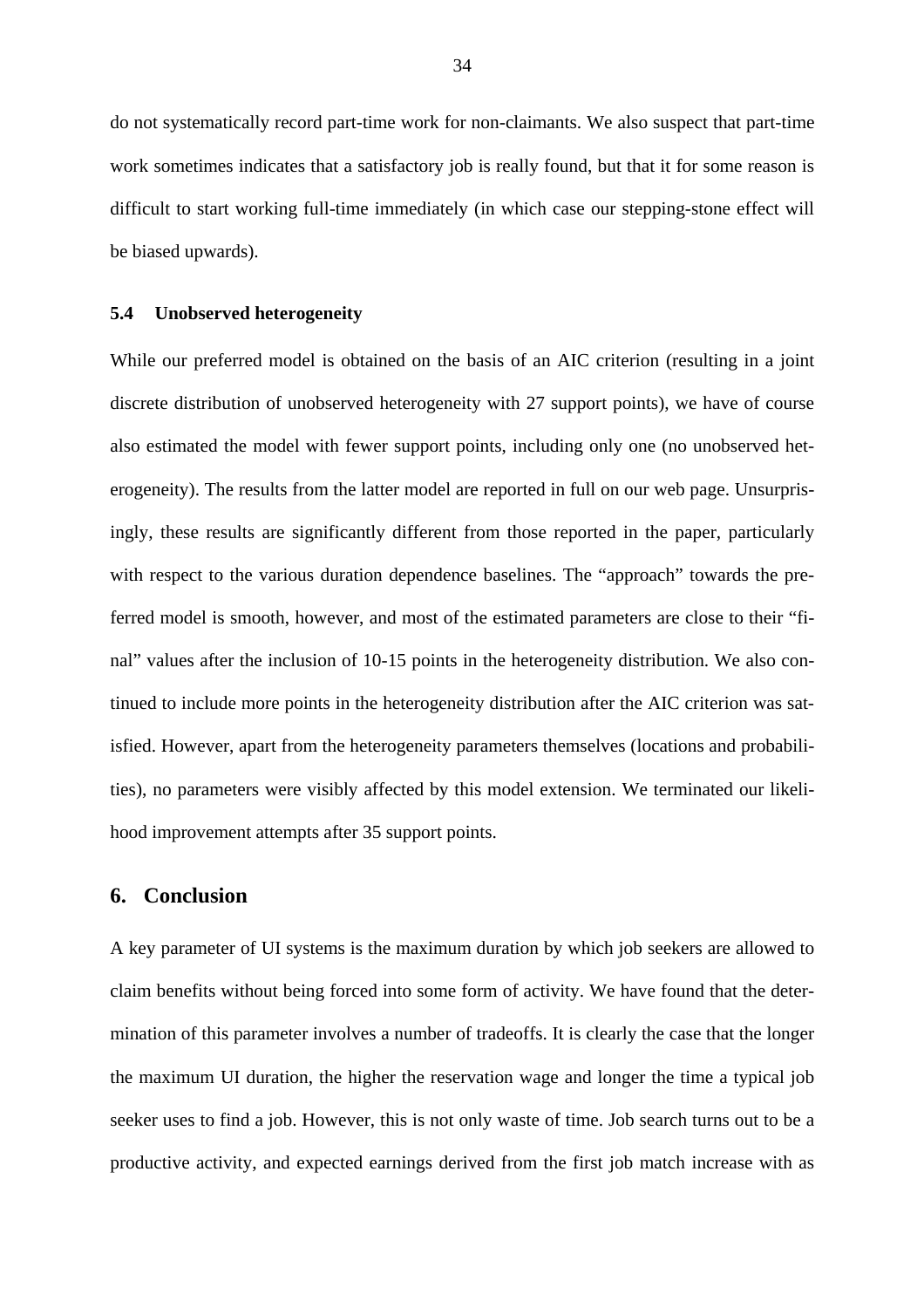do not systematically record part-time work for non-claimants. We also suspect that part-time work sometimes indicates that a satisfactory job is really found, but that it for some reason is difficult to start working full-time immediately (in which case our stepping-stone effect will be biased upwards).

### 5.4 Unobserved heterogeneity

While our preferred model is obtained on the basis of an AIC criterion (resulting in a joint discrete distribution of unobserved heterogeneity with 27 support points), we have of course also estimated the model with fewer support points, including only one (no unobserved heterogeneity). The results from the latter model are reported in full on our web page. Unsurprisingly, these results are significantly different from those reported in the paper, particularly with respect to the various duration dependence baselines. The "approach" towards the preferred model is smooth, however, and most of the estimated parameters are close to their "final" values after the inclusion of 10-15 points in the heterogeneity distribution. We also continued to include more points in the heterogeneity distribution after the AIC criterion was satisfied. However, apart from the heterogeneity parameters themselves (locations and probabilities), no parameters were visibly affected by this model extension. We terminated our likelihood improvement attempts after 35 support points.

## 6. Conclusion

A key parameter of UI systems is the maximum duration by which job seekers are allowed to claim benefits without being forced into some form of activity. We have found that the determination of this parameter involves a number of tradeoffs. It is clearly the case that the longer the maximum UI duration, the higher the reservation wage and longer the time a typical job seeker uses to find a job. However, this is not only waste of time. Job search turns out to be a productive activity, and expected earnings derived from the first job match increase with as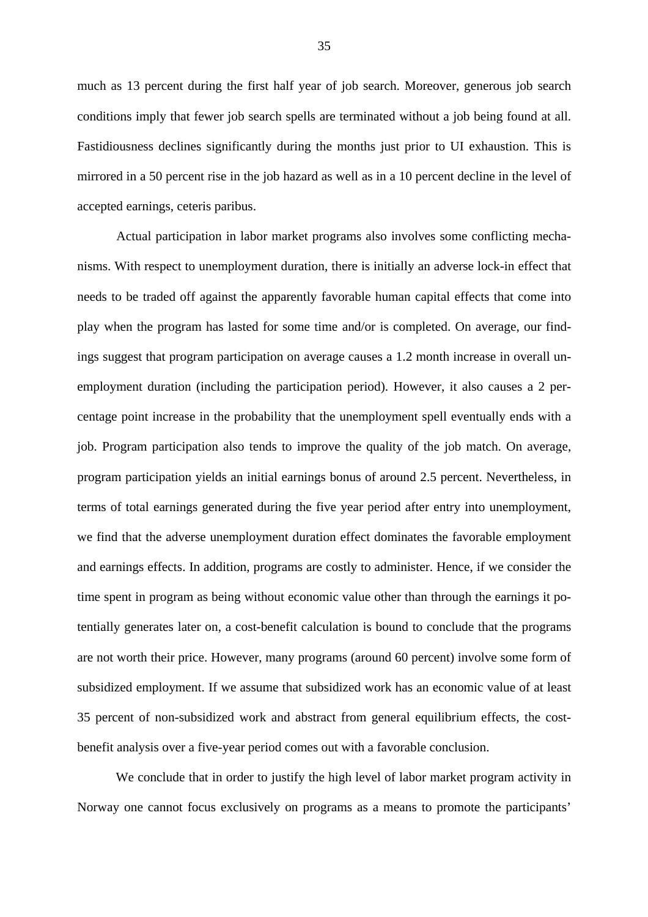much as 13 percent during the first half year of job search. Moreover, generous job search conditions imply that fewer job search spells are terminated without a job being found at all. Fastidiousness declines significantly during the months just prior to UI exhaustion. This is mirrored in a 50 percent rise in the job hazard as well as in a 10 percent decline in the level of accepted earnings, ceteris paribus.

Actual participation in labor market programs also involves some conflicting mechanisms. With respect to unemployment duration, there is initially an adverse lock-in effect that needs to be traded off against the apparently favorable human capital effects that come into play when the program has lasted for some time and/or is completed. On average, our findings suggest that program participation on average causes a 1.2 month increase in overall unemployment duration (including the participation period). However, it also causes a 2 percentage point increase in the probability that the unemployment spell eventually ends with a job. Program participation also tends to improve the quality of the job match. On average, program participation yields an initial earnings bonus of around 2.5 percent. Nevertheless, in terms of total earnings generated during the five year period after entry into unemployment, we find that the adverse unemployment duration effect dominates the favorable employment and earnings effects. In addition, programs are costly to administer. Hence, if we consider the time spent in program as being without economic value other than through the earnings it potentially generates later on, a cost-benefit calculation is bound to conclude that the programs are not worth their price. However, many programs (around 60 percent) involve some form of subsidized employment. If we assume that subsidized work has an economic value of at least 35 percent of non-subsidized work and abstract from general equilibrium effects, the cost-benefit analysis over a five-year period comes out with a favorable conclusion.

We conclude that in order to justify the high level of labor market program activity in Norway one cannot focus exclusively on programs as a means to promote the participants'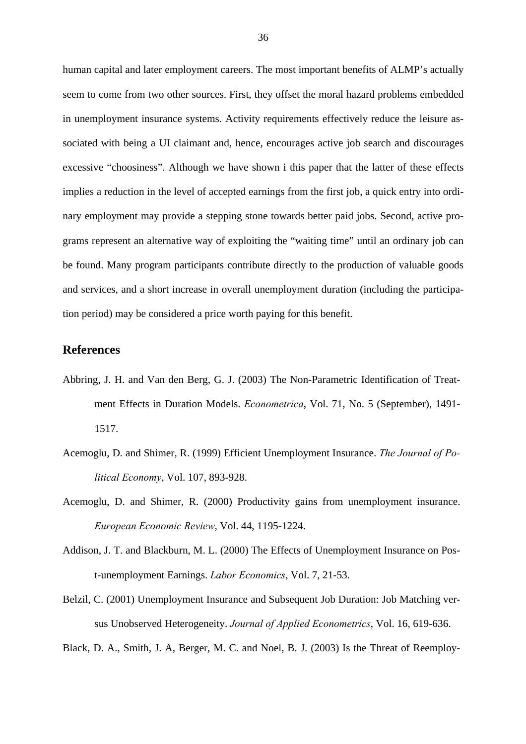human capital and later employment careers. The most important benefits of ALMP's actually seem to come from two other sources. First, they offset the moral hazard problems embedded in unemployment insurance systems. Activity requirements effectively reduce the leisure associated with being a UI claimant and, hence, encourages active job search and discourages excessive "choosiness". Although we have shown i this paper that the latter of these effects implies a reduction in the level of accepted earnings from the first job, a quick entry into ordinary employment may provide a stepping stone towards better paid jobs. Second, active programs represent an alternative way of exploiting the "waiting time" until an ordinary job can be found. Many program participants contribute directly to the production of valuable goods and services, and a short increase in overall unemployment duration (including the participation period) may be considered a price worth paying for this benefit.

## References

Abbring, J. H. and Van den Berg, G. J. (2003) The Non-Parametric Identification of Treatment Effects in Duration Models. *Econometrica*, Vol. 71, No. 5 (September), 1491-1517.

Acemoglu, D. and Shimer, R. (1999) Efficient Unemployment Insurance. *The Journal of Political Economy*, Vol. 107, 893-928.

Acemoglu, D. and Shimer, R. (2000) Productivity gains from unemployment insurance. *European Economic Review*, Vol. 44, 1195-1224.

Addison, J. T. and Blackburn, M. L. (2000) The Effects of Unemployment Insurance on Post-unemployment Earnings. *Labor Economics*, Vol. 7, 21-53.

Belzil, C. (2001) Unemployment Insurance and Subsequent Job Duration: Job Matching versus Unobserved Heterogeneity. *Journal of Applied Econometrics*, Vol. 16, 619-636.

Black, D. A., Smith, J. A, Berger, M. C. and Noel, B. J. (2003) Is the Threat of Reemploy-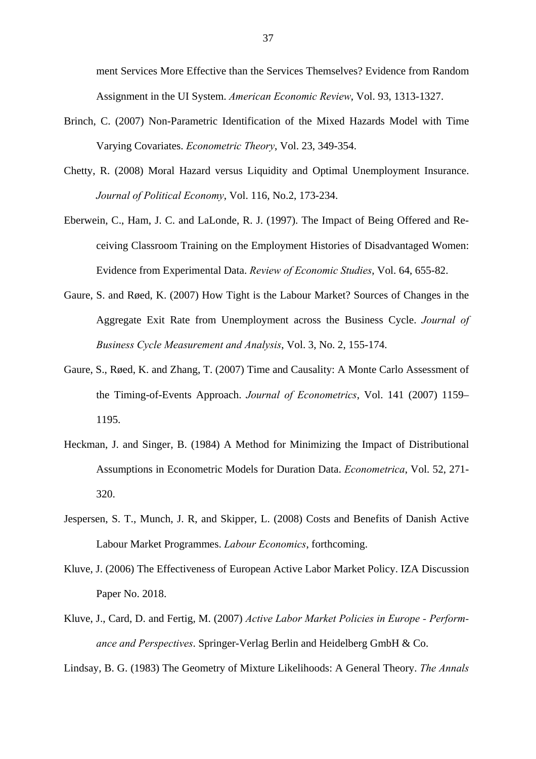ment Services More Effective than the Services Themselves? Evidence from Random Assignment in the UI System. *American Economic Review*, Vol. 93, 1313-1327.

Brinch, C. (2007) Non-Parametric Identification of the Mixed Hazards Model with Time Varying Covariates. *Econometric Theory*, Vol. 23, 349-354.

Chetty, R. (2008) Moral Hazard versus Liquidity and Optimal Unemployment Insurance. *Journal of Political Economy*, Vol. 116, No.2, 173-234.

Eberwein, C., Ham, J. C. and LaLonde, R. J. (1997). The Impact of Being Offered and Receiving Classroom Training on the Employment Histories of Disadvantaged Women: Evidence from Experimental Data. *Review of Economic Studies*, Vol. 64, 655-82.

Gaure, S. and Røed, K. (2007) How Tight is the Labour Market? Sources of Changes in the Aggregate Exit Rate from Unemployment across the Business Cycle. *Journal of Business Cycle Measurement and Analysis*, Vol. 3, No. 2, 155-174.

Gaure, S., Røed, K. and Zhang, T. (2007) Time and Causality: A Monte Carlo Assessment of the Timing-of-Events Approach. *Journal of Econometrics*, Vol. 141 (2007) 1159–1195.

Heckman, J. and Singer, B. (1984) A Method for Minimizing the Impact of Distributional Assumptions in Econometric Models for Duration Data. *Econometrica*, Vol. 52, 271-320.

Jespersen, S. T., Munch, J. R, and Skipper, L. (2008) Costs and Benefits of Danish Active Labour Market Programmes. *Labour Economics*, forthcoming.

Kluve, J. (2006) The Effectiveness of European Active Labor Market Policy. IZA Discussion Paper No. 2018.

Kluve, J., Card, D. and Fertig, M. (2007) *Active Labor Market Policies in Europe - Performance and Perspectives*. Springer-Verlag Berlin and Heidelberg GmbH & Co.

Lindsay, B. G. (1983) The Geometry of Mixture Likelihoods: A General Theory. *The Annals*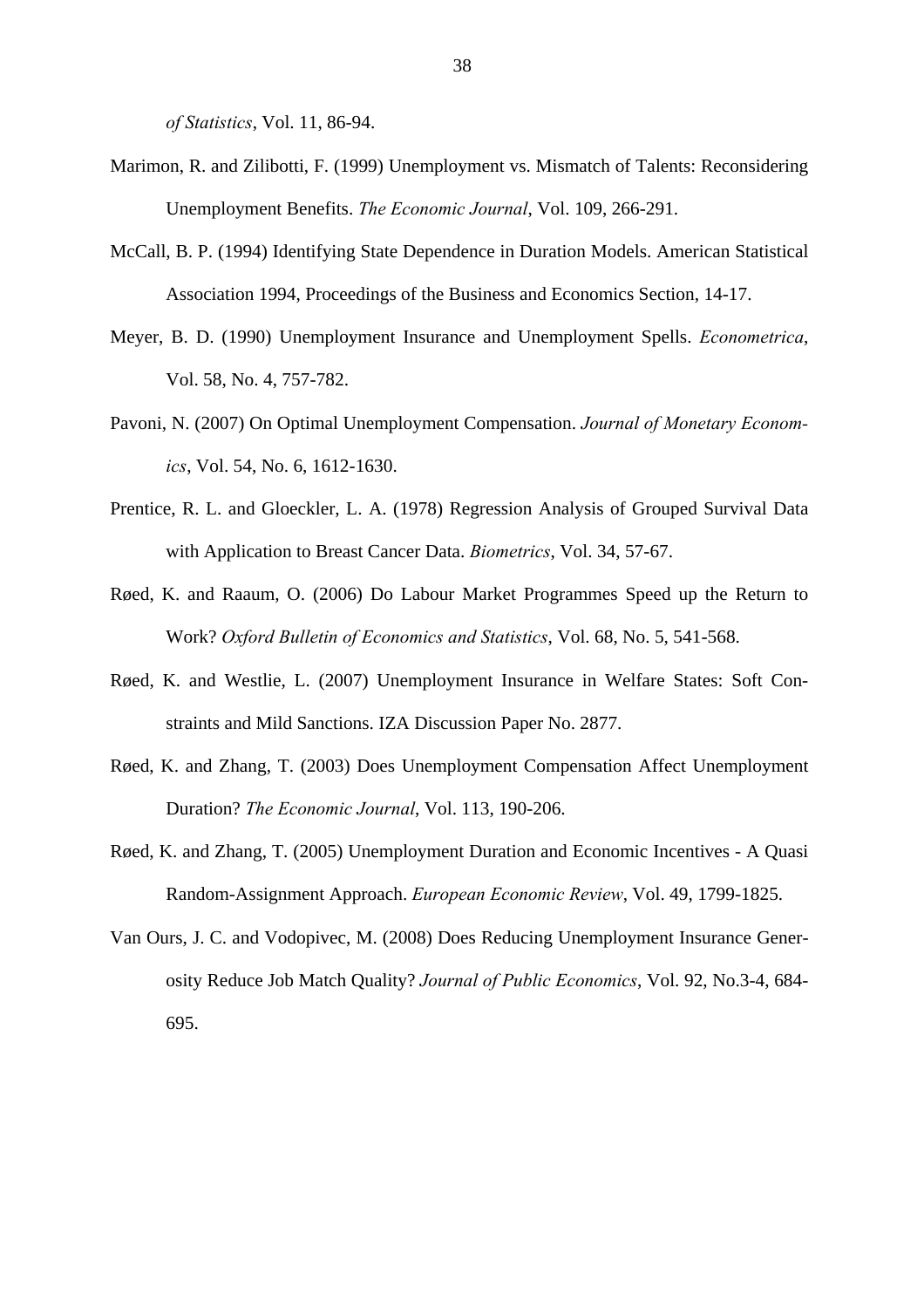*of Statistics*, Vol. 11, 86-94.

Marimon, R. and Zilibotti, F. (1999) Unemployment vs. Mismatch of Talents: Reconsidering Unemployment Benefits. *The Economic Journal*, Vol. 109, 266-291.

McCall, B. P. (1994) Identifying State Dependence in Duration Models. American Statistical Association 1994, Proceedings of the Business and Economics Section, 14-17.

Meyer, B. D. (1990) Unemployment Insurance and Unemployment Spells. *Econometrica*, Vol. 58, No. 4, 757-782.

Pavoni, N. (2007) On Optimal Unemployment Compensation. *Journal of Monetary Economics*, Vol. 54, No. 6, 1612-1630.

Prentice, R. L. and Gloeckler, L. A. (1978) Regression Analysis of Grouped Survival Data with Application to Breast Cancer Data. *Biometrics*, Vol. 34, 57-67.

Røed, K. and Raaum, O. (2006) Do Labour Market Programmes Speed up the Return to Work? *Oxford Bulletin of Economics and Statistics*, Vol. 68, No. 5, 541-568.

Røed, K. and Westlie, L. (2007) Unemployment Insurance in Welfare States: Soft Constraints and Mild Sanctions. IZA Discussion Paper No. 2877.

Røed, K. and Zhang, T. (2003) Does Unemployment Compensation Affect Unemployment Duration? *The Economic Journal*, Vol. 113, 190-206.

Røed, K. and Zhang, T. (2005) Unemployment Duration and Economic Incentives - A Quasi Random-Assignment Approach. *European Economic Review*, Vol. 49, 1799-1825.

Van Ours, J. C. and Vodopivec, M. (2008) Does Reducing Unemployment Insurance Generosity Reduce Job Match Quality? *Journal of Public Economics*, Vol. 92, No.3-4, 684-695.